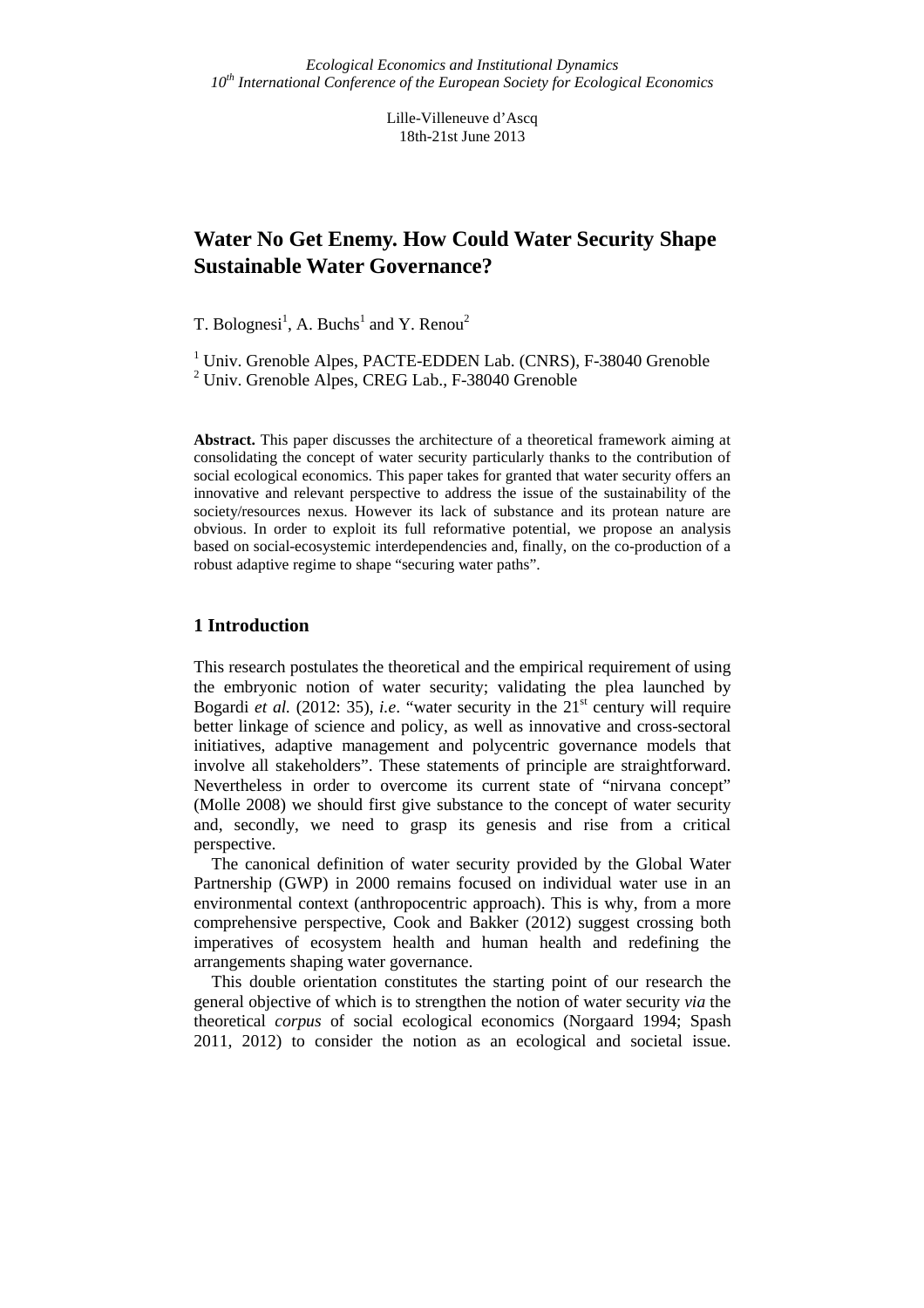*Ecological Economics and Institutional Dynamics*
*10th International Conference of the European Society for Ecological Economics*

Lille-Villeneuve d'Ascq
18th-21st June 2013

# Water No Get Enemy. How Could Water Security Shape Sustainable Water Governance?

T. Bolognesi[1], A. Buchs[1] and Y. Renou[2]

[1] Univ. Grenoble Alpes, PACTE-EDDEN Lab. (CNRS), F-38040 Grenoble
[2] Univ. Grenoble Alpes, CREG Lab., F-38040 Grenoble

**Abstract.** This paper discusses the architecture of a theoretical framework aiming at consolidating the concept of water security particularly thanks to the contribution of social ecological economics. This paper takes for granted that water security offers an innovative and relevant perspective to address the issue of the sustainability of the society/resources nexus. However its lack of substance and its protean nature are obvious. In order to exploit its full reformative potential, we propose an analysis based on social-ecosystemic interdependencies and, finally, on the co-production of a robust adaptive regime to shape "securing water paths".

## 1 Introduction

This research postulates the theoretical and the empirical requirement of using the embryonic notion of water security; validating the plea launched by Bogardi *et al.* (2012: 35), *i.e*. "water security in the 21st century will require better linkage of science and policy, as well as innovative and cross-sectoral initiatives, adaptive management and polycentric governance models that involve all stakeholders". These statements of principle are straightforward. Nevertheless in order to overcome its current state of "nirvana concept" (Molle 2008) we should first give substance to the concept of water security and, secondly, we need to grasp its genesis and rise from a critical perspective.

The canonical definition of water security provided by the Global Water Partnership (GWP) in 2000 remains focused on individual water use in an environmental context (anthropocentric approach). This is why, from a more comprehensive perspective, Cook and Bakker (2012) suggest crossing both imperatives of ecosystem health and human health and redefining the arrangements shaping water governance.

This double orientation constitutes the starting point of our research the general objective of which is to strengthen the notion of water security *via* the theoretical *corpus* of social ecological economics (Norgaard 1994; Spash 2011, 2012) to consider the notion as an ecological and societal issue.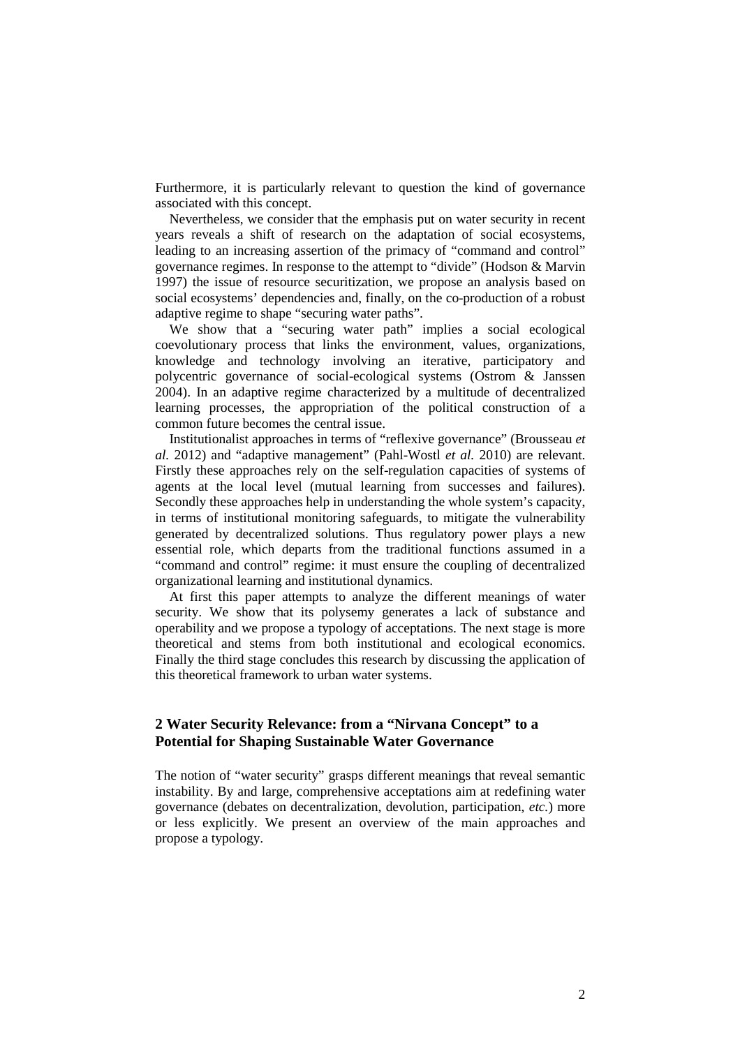Furthermore, it is particularly relevant to question the kind of governance associated with this concept.

Nevertheless, we consider that the emphasis put on water security in recent years reveals a shift of research on the adaptation of social ecosystems, leading to an increasing assertion of the primacy of "command and control" governance regimes. In response to the attempt to "divide" (Hodson & Marvin 1997) the issue of resource securitization, we propose an analysis based on social ecosystems' dependencies and, finally, on the co-production of a robust adaptive regime to shape "securing water paths".

We show that a "securing water path" implies a social ecological coevolutionary process that links the environment, values, organizations, knowledge and technology involving an iterative, participatory and polycentric governance of social-ecological systems (Ostrom & Janssen 2004). In an adaptive regime characterized by a multitude of decentralized learning processes, the appropriation of the political construction of a common future becomes the central issue.

Institutionalist approaches in terms of "reflexive governance" (Brousseau *et al.* 2012) and "adaptive management" (Pahl-Wostl *et al.* 2010) are relevant. Firstly these approaches rely on the self-regulation capacities of systems of agents at the local level (mutual learning from successes and failures). Secondly these approaches help in understanding the whole system's capacity, in terms of institutional monitoring safeguards, to mitigate the vulnerability generated by decentralized solutions. Thus regulatory power plays a new essential role, which departs from the traditional functions assumed in a "command and control" regime: it must ensure the coupling of decentralized organizational learning and institutional dynamics.

At first this paper attempts to analyze the different meanings of water security. We show that its polysemy generates a lack of substance and operability and we propose a typology of acceptations. The next stage is more theoretical and stems from both institutional and ecological economics. Finally the third stage concludes this research by discussing the application of this theoretical framework to urban water systems.

## 2 Water Security Relevance: from a "Nirvana Concept" to a Potential for Shaping Sustainable Water Governance

The notion of "water security" grasps different meanings that reveal semantic instability. By and large, comprehensive acceptations aim at redefining water governance (debates on decentralization, devolution, participation, *etc.*) more or less explicitly. We present an overview of the main approaches and propose a typology.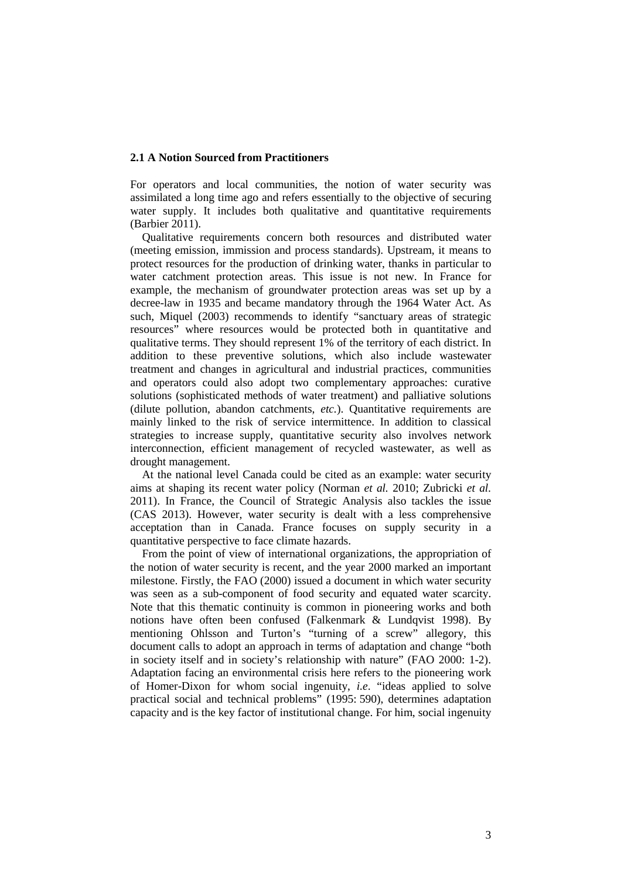### 2.1 A Notion Sourced from Practitioners

For operators and local communities, the notion of water security was assimilated a long time ago and refers essentially to the objective of securing water supply. It includes both qualitative and quantitative requirements (Barbier 2011).

Qualitative requirements concern both resources and distributed water (meeting emission, immission and process standards). Upstream, it means to protect resources for the production of drinking water, thanks in particular to water catchment protection areas. This issue is not new. In France for example, the mechanism of groundwater protection areas was set up by a decree-law in 1935 and became mandatory through the 1964 Water Act. As such, Miquel (2003) recommends to identify "sanctuary areas of strategic resources" where resources would be protected both in quantitative and qualitative terms. They should represent 1% of the territory of each district. In addition to these preventive solutions, which also include wastewater treatment and changes in agricultural and industrial practices, communities and operators could also adopt two complementary approaches: curative solutions (sophisticated methods of water treatment) and palliative solutions (dilute pollution, abandon catchments, *etc.*). Quantitative requirements are mainly linked to the risk of service intermittence. In addition to classical strategies to increase supply, quantitative security also involves network interconnection, efficient management of recycled wastewater, as well as drought management.

At the national level Canada could be cited as an example: water security aims at shaping its recent water policy (Norman *et al.* 2010; Zubricki *et al.* 2011). In France, the Council of Strategic Analysis also tackles the issue (CAS 2013). However, water security is dealt with a less comprehensive acceptation than in Canada. France focuses on supply security in a quantitative perspective to face climate hazards.

From the point of view of international organizations, the appropriation of the notion of water security is recent, and the year 2000 marked an important milestone. Firstly, the FAO (2000) issued a document in which water security was seen as a sub-component of food security and equated water scarcity. Note that this thematic continuity is common in pioneering works and both notions have often been confused (Falkenmark & Lundqvist 1998). By mentioning Ohlsson and Turton's "turning of a screw" allegory, this document calls to adopt an approach in terms of adaptation and change "both in society itself and in society's relationship with nature" (FAO 2000: 1-2). Adaptation facing an environmental crisis here refers to the pioneering work of Homer-Dixon for whom social ingenuity, *i.e*. "ideas applied to solve practical social and technical problems" (1995: 590), determines adaptation capacity and is the key factor of institutional change. For him, social ingenuity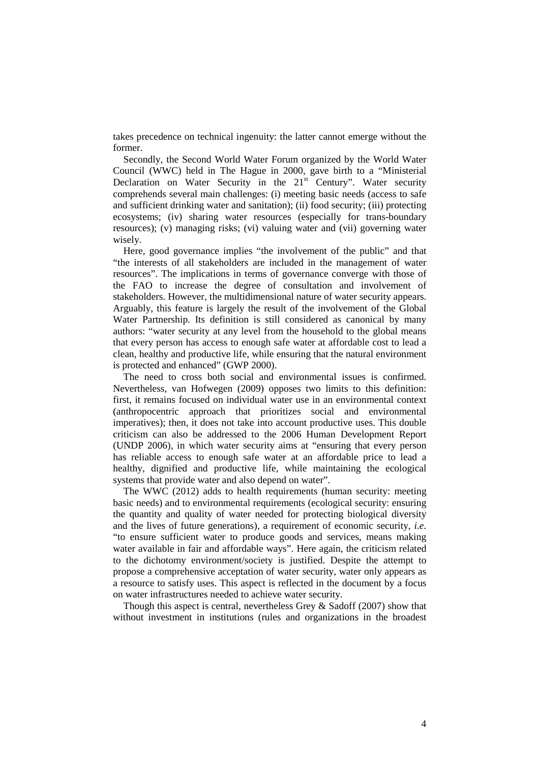takes precedence on technical ingenuity: the latter cannot emerge without the former.

Secondly, the Second World Water Forum organized by the World Water Council (WWC) held in The Hague in 2000, gave birth to a "Ministerial Declaration on Water Security in the 21st Century". Water security comprehends several main challenges: (i) meeting basic needs (access to safe and sufficient drinking water and sanitation); (ii) food security; (iii) protecting ecosystems; (iv) sharing water resources (especially for trans-boundary resources); (v) managing risks; (vi) valuing water and (vii) governing water wisely.

Here, good governance implies "the involvement of the public" and that "the interests of all stakeholders are included in the management of water resources". The implications in terms of governance converge with those of the FAO to increase the degree of consultation and involvement of stakeholders. However, the multidimensional nature of water security appears. Arguably, this feature is largely the result of the involvement of the Global Water Partnership. Its definition is still considered as canonical by many authors: "water security at any level from the household to the global means that every person has access to enough safe water at affordable cost to lead a clean, healthy and productive life, while ensuring that the natural environment is protected and enhanced" (GWP 2000).

The need to cross both social and environmental issues is confirmed. Nevertheless, van Hofwegen (2009) opposes two limits to this definition: first, it remains focused on individual water use in an environmental context (anthropocentric approach that prioritizes social and environmental imperatives); then, it does not take into account productive uses. This double criticism can also be addressed to the 2006 Human Development Report (UNDP 2006), in which water security aims at "ensuring that every person has reliable access to enough safe water at an affordable price to lead a healthy, dignified and productive life, while maintaining the ecological systems that provide water and also depend on water".

The WWC (2012) adds to health requirements (human security: meeting basic needs) and to environmental requirements (ecological security: ensuring the quantity and quality of water needed for protecting biological diversity and the lives of future generations), a requirement of economic security, *i.e.* "to ensure sufficient water to produce goods and services, means making water available in fair and affordable ways". Here again, the criticism related to the dichotomy environment/society is justified. Despite the attempt to propose a comprehensive acceptation of water security, water only appears as a resource to satisfy uses. This aspect is reflected in the document by a focus on water infrastructures needed to achieve water security.

Though this aspect is central, nevertheless Grey & Sadoff (2007) show that without investment in institutions (rules and organizations in the broadest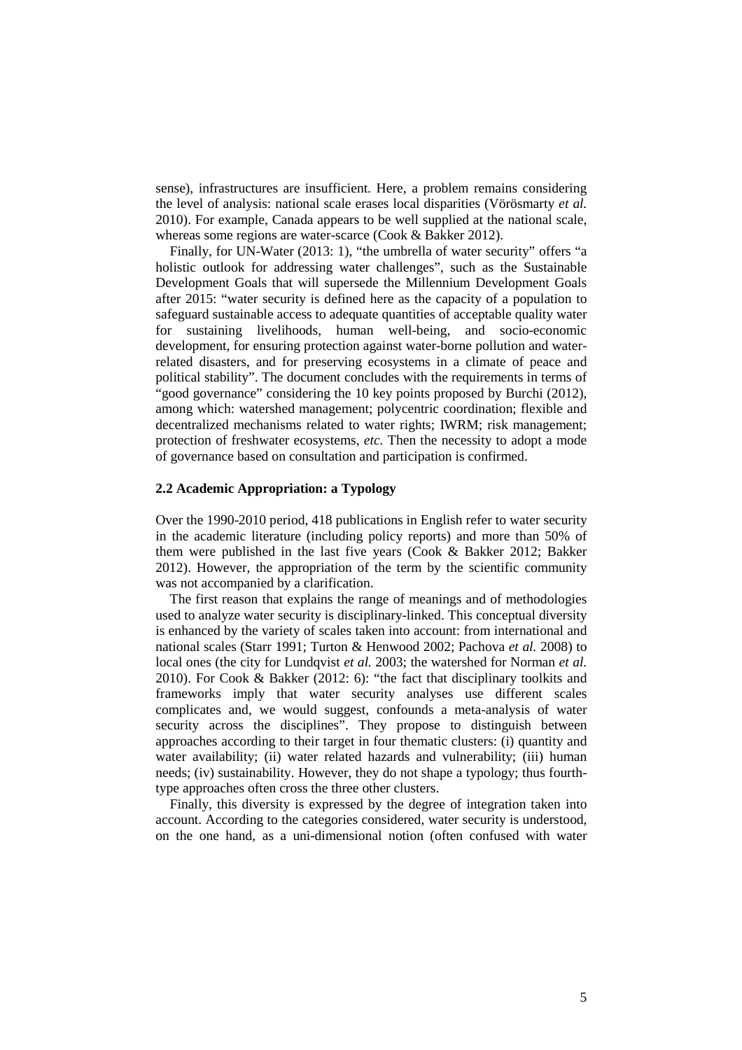sense), infrastructures are insufficient. Here, a problem remains considering the level of analysis: national scale erases local disparities (Vörösmarty *et al.* 2010). For example, Canada appears to be well supplied at the national scale, whereas some regions are water-scarce (Cook & Bakker 2012).

Finally, for UN-Water (2013: 1), "the umbrella of water security" offers "a holistic outlook for addressing water challenges", such as the Sustainable Development Goals that will supersede the Millennium Development Goals after 2015: "water security is defined here as the capacity of a population to safeguard sustainable access to adequate quantities of acceptable quality water for sustaining livelihoods, human well-being, and socio-economic development, for ensuring protection against water-borne pollution and water-related disasters, and for preserving ecosystems in a climate of peace and political stability". The document concludes with the requirements in terms of "good governance" considering the 10 key points proposed by Burchi (2012), among which: watershed management; polycentric coordination; flexible and decentralized mechanisms related to water rights; IWRM; risk management; protection of freshwater ecosystems, *etc.* Then the necessity to adopt a mode of governance based on consultation and participation is confirmed.

### 2.2 Academic Appropriation: a Typology

Over the 1990-2010 period, 418 publications in English refer to water security in the academic literature (including policy reports) and more than 50% of them were published in the last five years (Cook & Bakker 2012; Bakker 2012). However, the appropriation of the term by the scientific community was not accompanied by a clarification.

The first reason that explains the range of meanings and of methodologies used to analyze water security is disciplinary-linked. This conceptual diversity is enhanced by the variety of scales taken into account: from international and national scales (Starr 1991; Turton & Henwood 2002; Pachova *et al.* 2008) to local ones (the city for Lundqvist *et al.* 2003; the watershed for Norman *et al.* 2010). For Cook & Bakker (2012: 6): "the fact that disciplinary toolkits and frameworks imply that water security analyses use different scales complicates and, we would suggest, confounds a meta-analysis of water security across the disciplines". They propose to distinguish between approaches according to their target in four thematic clusters: (i) quantity and water availability; (ii) water related hazards and vulnerability; (iii) human needs; (iv) sustainability. However, they do not shape a typology; thus fourth-type approaches often cross the three other clusters.

Finally, this diversity is expressed by the degree of integration taken into account. According to the categories considered, water security is understood, on the one hand, as a uni-dimensional notion (often confused with water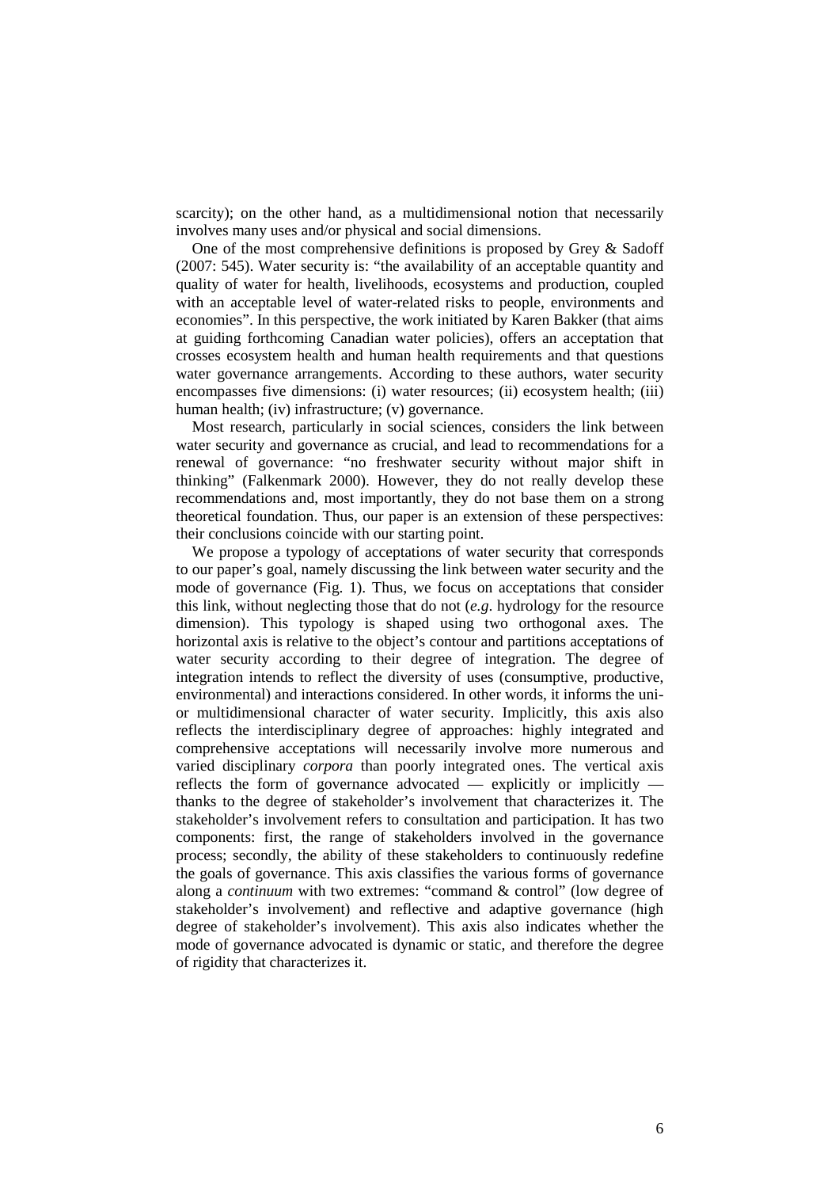scarcity); on the other hand, as a multidimensional notion that necessarily involves many uses and/or physical and social dimensions.

One of the most comprehensive definitions is proposed by Grey & Sadoff (2007: 545). Water security is: "the availability of an acceptable quantity and quality of water for health, livelihoods, ecosystems and production, coupled with an acceptable level of water-related risks to people, environments and economies". In this perspective, the work initiated by Karen Bakker (that aims at guiding forthcoming Canadian water policies), offers an acceptation that crosses ecosystem health and human health requirements and that questions water governance arrangements. According to these authors, water security encompasses five dimensions: (i) water resources; (ii) ecosystem health; (iii) human health; (iv) infrastructure; (v) governance.

Most research, particularly in social sciences, considers the link between water security and governance as crucial, and lead to recommendations for a renewal of governance: "no freshwater security without major shift in thinking" (Falkenmark 2000). However, they do not really develop these recommendations and, most importantly, they do not base them on a strong theoretical foundation. Thus, our paper is an extension of these perspectives: their conclusions coincide with our starting point.

We propose a typology of acceptations of water security that corresponds to our paper's goal, namely discussing the link between water security and the mode of governance (Fig. 1). Thus, we focus on acceptations that consider this link, without neglecting those that do not (*e.g*. hydrology for the resource dimension). This typology is shaped using two orthogonal axes. The horizontal axis is relative to the object's contour and partitions acceptations of water security according to their degree of integration. The degree of integration intends to reflect the diversity of uses (consumptive, productive, environmental) and interactions considered. In other words, it informs the uni- or multidimensional character of water security. Implicitly, this axis also reflects the interdisciplinary degree of approaches: highly integrated and comprehensive acceptations will necessarily involve more numerous and varied disciplinary *corpora* than poorly integrated ones. The vertical axis reflects the form of governance advocated — explicitly or implicitly — thanks to the degree of stakeholder's involvement that characterizes it. The stakeholder's involvement refers to consultation and participation. It has two components: first, the range of stakeholders involved in the governance process; secondly, the ability of these stakeholders to continuously redefine the goals of governance. This axis classifies the various forms of governance along a *continuum* with two extremes: "command & control" (low degree of stakeholder's involvement) and reflective and adaptive governance (high degree of stakeholder's involvement). This axis also indicates whether the mode of governance advocated is dynamic or static, and therefore the degree of rigidity that characterizes it.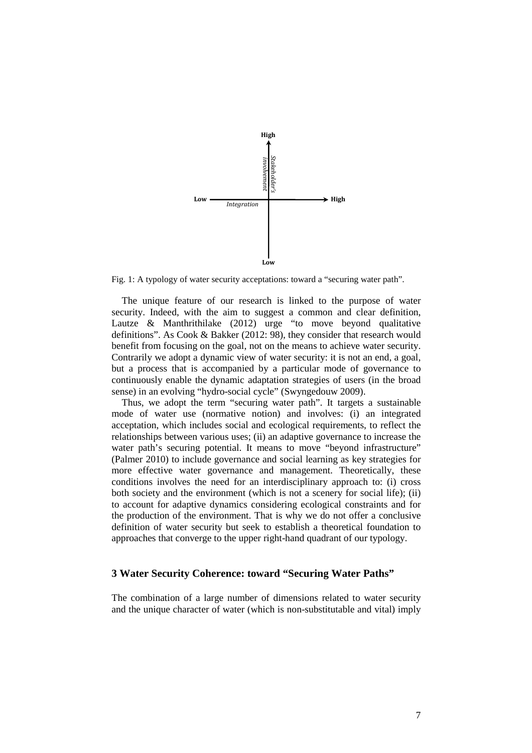Fig. 1: A typology of water security acceptations: toward a "securing water path".

The unique feature of our research is linked to the purpose of water security. Indeed, with the aim to suggest a common and clear definition, Lautze & Manthrithilake (2012) urge "to move beyond qualitative definitions". As Cook & Bakker (2012: 98), they consider that research would benefit from focusing on the goal, not on the means to achieve water security. Contrarily we adopt a dynamic view of water security: it is not an end, a goal, but a process that is accompanied by a particular mode of governance to continuously enable the dynamic adaptation strategies of users (in the broad sense) in an evolving "hydro-social cycle" (Swyngedouw 2009).

Thus, we adopt the term "securing water path". It targets a sustainable mode of water use (normative notion) and involves: (i) an integrated acceptation, which includes social and ecological requirements, to reflect the relationships between various uses; (ii) an adaptive governance to increase the water path's securing potential. It means to move "beyond infrastructure" (Palmer 2010) to include governance and social learning as key strategies for more effective water governance and management. Theoretically, these conditions involves the need for an interdisciplinary approach to: (i) cross both society and the environment (which is not a scenery for social life); (ii) to account for adaptive dynamics considering ecological constraints and for the production of the environment. That is why we do not offer a conclusive definition of water security but seek to establish a theoretical foundation to approaches that converge to the upper right-hand quadrant of our typology.

## 3 Water Security Coherence: toward "Securing Water Paths"

The combination of a large number of dimensions related to water security and the unique character of water (which is non-substitutable and vital) imply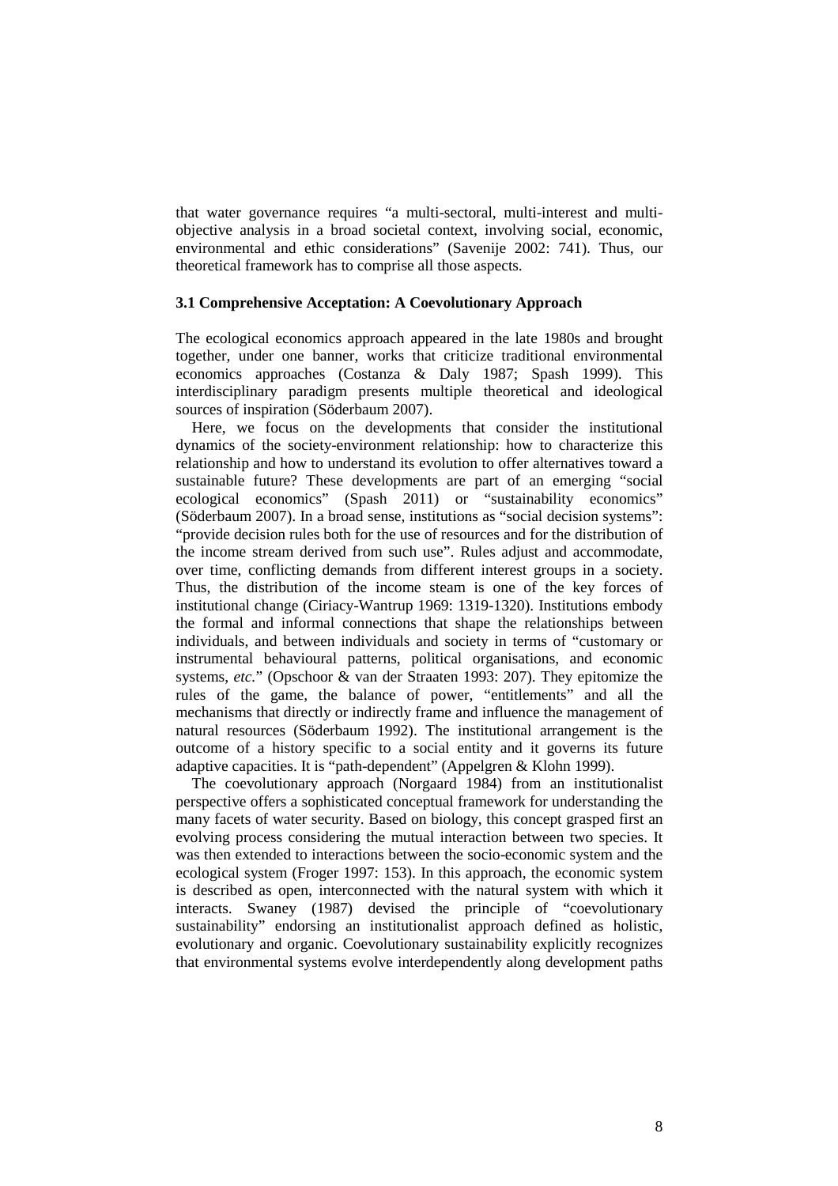that water governance requires "a multi-sectoral, multi-interest and multi-objective analysis in a broad societal context, involving social, economic, environmental and ethic considerations" (Savenije 2002: 741). Thus, our theoretical framework has to comprise all those aspects.

### 3.1 Comprehensive Acceptation: A Coevolutionary Approach

The ecological economics approach appeared in the late 1980s and brought together, under one banner, works that criticize traditional environmental economics approaches (Costanza & Daly 1987; Spash 1999). This interdisciplinary paradigm presents multiple theoretical and ideological sources of inspiration (Söderbaum 2007).

Here, we focus on the developments that consider the institutional dynamics of the society-environment relationship: how to characterize this relationship and how to understand its evolution to offer alternatives toward a sustainable future? These developments are part of an emerging "social ecological economics" (Spash 2011) or "sustainability economics" (Söderbaum 2007). In a broad sense, institutions as "social decision systems": "provide decision rules both for the use of resources and for the distribution of the income stream derived from such use". Rules adjust and accommodate, over time, conflicting demands from different interest groups in a society. Thus, the distribution of the income steam is one of the key forces of institutional change (Ciriacy-Wantrup 1969: 1319-1320). Institutions embody the formal and informal connections that shape the relationships between individuals, and between individuals and society in terms of "customary or instrumental behavioural patterns, political organisations, and economic systems, *etc.*" (Opschoor & van der Straaten 1993: 207). They epitomize the rules of the game, the balance of power, "entitlements" and all the mechanisms that directly or indirectly frame and influence the management of natural resources (Söderbaum 1992). The institutional arrangement is the outcome of a history specific to a social entity and it governs its future adaptive capacities. It is "path-dependent" (Appelgren & Klohn 1999).

The coevolutionary approach (Norgaard 1984) from an institutionalist perspective offers a sophisticated conceptual framework for understanding the many facets of water security. Based on biology, this concept grasped first an evolving process considering the mutual interaction between two species. It was then extended to interactions between the socio-economic system and the ecological system (Froger 1997: 153). In this approach, the economic system is described as open, interconnected with the natural system with which it interacts. Swaney (1987) devised the principle of "coevolutionary sustainability" endorsing an institutionalist approach defined as holistic, evolutionary and organic. Coevolutionary sustainability explicitly recognizes that environmental systems evolve interdependently along development paths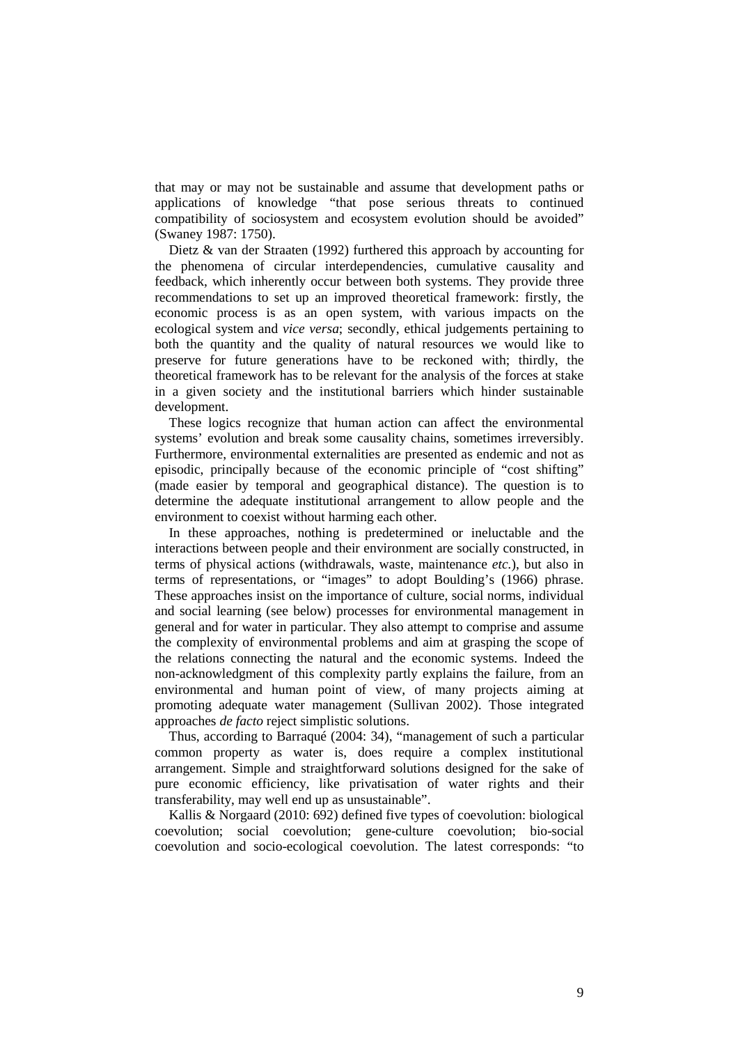that may or may not be sustainable and assume that development paths or applications of knowledge "that pose serious threats to continued compatibility of sociosystem and ecosystem evolution should be avoided" (Swaney 1987: 1750).

Dietz & van der Straaten (1992) furthered this approach by accounting for the phenomena of circular interdependencies, cumulative causality and feedback, which inherently occur between both systems. They provide three recommendations to set up an improved theoretical framework: firstly, the economic process is as an open system, with various impacts on the ecological system and *vice versa*; secondly, ethical judgements pertaining to both the quantity and the quality of natural resources we would like to preserve for future generations have to be reckoned with; thirdly, the theoretical framework has to be relevant for the analysis of the forces at stake in a given society and the institutional barriers which hinder sustainable development.

These logics recognize that human action can affect the environmental systems' evolution and break some causality chains, sometimes irreversibly. Furthermore, environmental externalities are presented as endemic and not as episodic, principally because of the economic principle of "cost shifting" (made easier by temporal and geographical distance). The question is to determine the adequate institutional arrangement to allow people and the environment to coexist without harming each other.

In these approaches, nothing is predetermined or ineluctable and the interactions between people and their environment are socially constructed, in terms of physical actions (withdrawals, waste, maintenance *etc.*), but also in terms of representations, or "images" to adopt Boulding's (1966) phrase. These approaches insist on the importance of culture, social norms, individual and social learning (see below) processes for environmental management in general and for water in particular. They also attempt to comprise and assume the complexity of environmental problems and aim at grasping the scope of the relations connecting the natural and the economic systems. Indeed the non-acknowledgment of this complexity partly explains the failure, from an environmental and human point of view, of many projects aiming at promoting adequate water management (Sullivan 2002). Those integrated approaches *de facto* reject simplistic solutions.

Thus, according to Barraqué (2004: 34), "management of such a particular common property as water is, does require a complex institutional arrangement. Simple and straightforward solutions designed for the sake of pure economic efficiency, like privatisation of water rights and their transferability, may well end up as unsustainable".

Kallis & Norgaard (2010: 692) defined five types of coevolution: biological coevolution; social coevolution; gene-culture coevolution; bio-social coevolution and socio-ecological coevolution. The latest corresponds: "to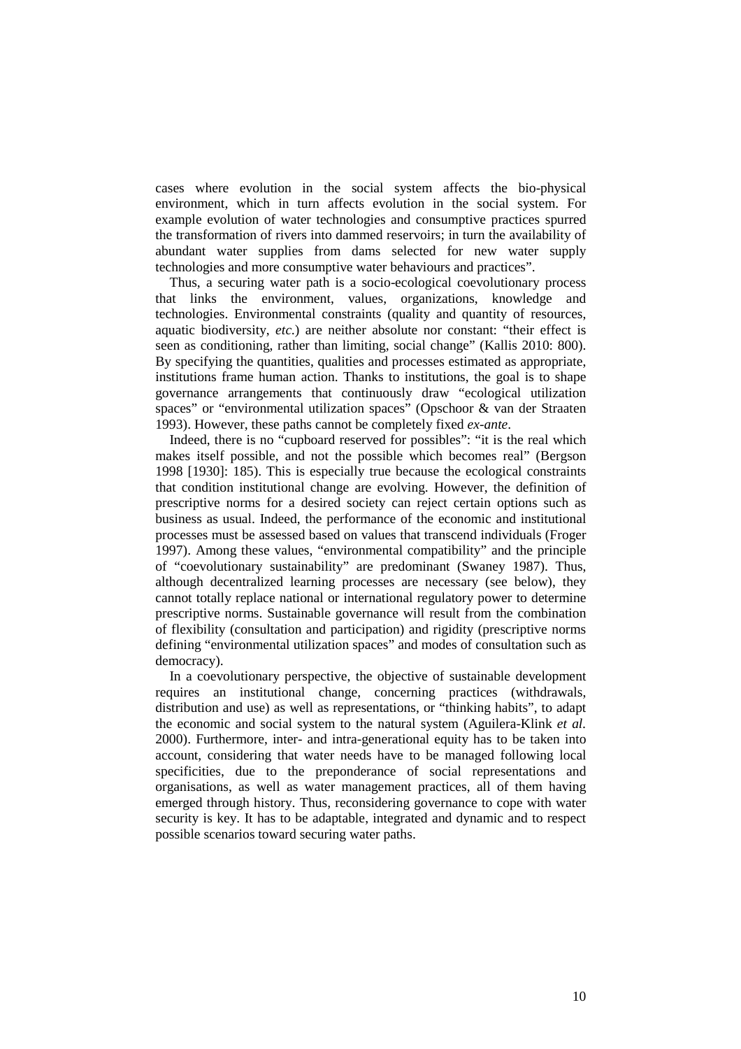cases where evolution in the social system affects the bio-physical environment, which in turn affects evolution in the social system. For example evolution of water technologies and consumptive practices spurred the transformation of rivers into dammed reservoirs; in turn the availability of abundant water supplies from dams selected for new water supply technologies and more consumptive water behaviours and practices".

Thus, a securing water path is a socio-ecological coevolutionary process that links the environment, values, organizations, knowledge and technologies. Environmental constraints (quality and quantity of resources, aquatic biodiversity, *etc.*) are neither absolute nor constant: "their effect is seen as conditioning, rather than limiting, social change" (Kallis 2010: 800). By specifying the quantities, qualities and processes estimated as appropriate, institutions frame human action. Thanks to institutions, the goal is to shape governance arrangements that continuously draw "ecological utilization spaces" or "environmental utilization spaces" (Opschoor & van der Straaten 1993). However, these paths cannot be completely fixed *ex-ante*.

Indeed, there is no "cupboard reserved for possibles": "it is the real which makes itself possible, and not the possible which becomes real" (Bergson 1998 [1930]: 185). This is especially true because the ecological constraints that condition institutional change are evolving. However, the definition of prescriptive norms for a desired society can reject certain options such as business as usual. Indeed, the performance of the economic and institutional processes must be assessed based on values that transcend individuals (Froger 1997). Among these values, "environmental compatibility" and the principle of "coevolutionary sustainability" are predominant (Swaney 1987). Thus, although decentralized learning processes are necessary (see below), they cannot totally replace national or international regulatory power to determine prescriptive norms. Sustainable governance will result from the combination of flexibility (consultation and participation) and rigidity (prescriptive norms defining "environmental utilization spaces" and modes of consultation such as democracy).

In a coevolutionary perspective, the objective of sustainable development requires an institutional change, concerning practices (withdrawals, distribution and use) as well as representations, or "thinking habits", to adapt the economic and social system to the natural system (Aguilera-Klink *et al.* 2000). Furthermore, inter- and intra-generational equity has to be taken into account, considering that water needs have to be managed following local specificities, due to the preponderance of social representations and organisations, as well as water management practices, all of them having emerged through history. Thus, reconsidering governance to cope with water security is key. It has to be adaptable, integrated and dynamic and to respect possible scenarios toward securing water paths.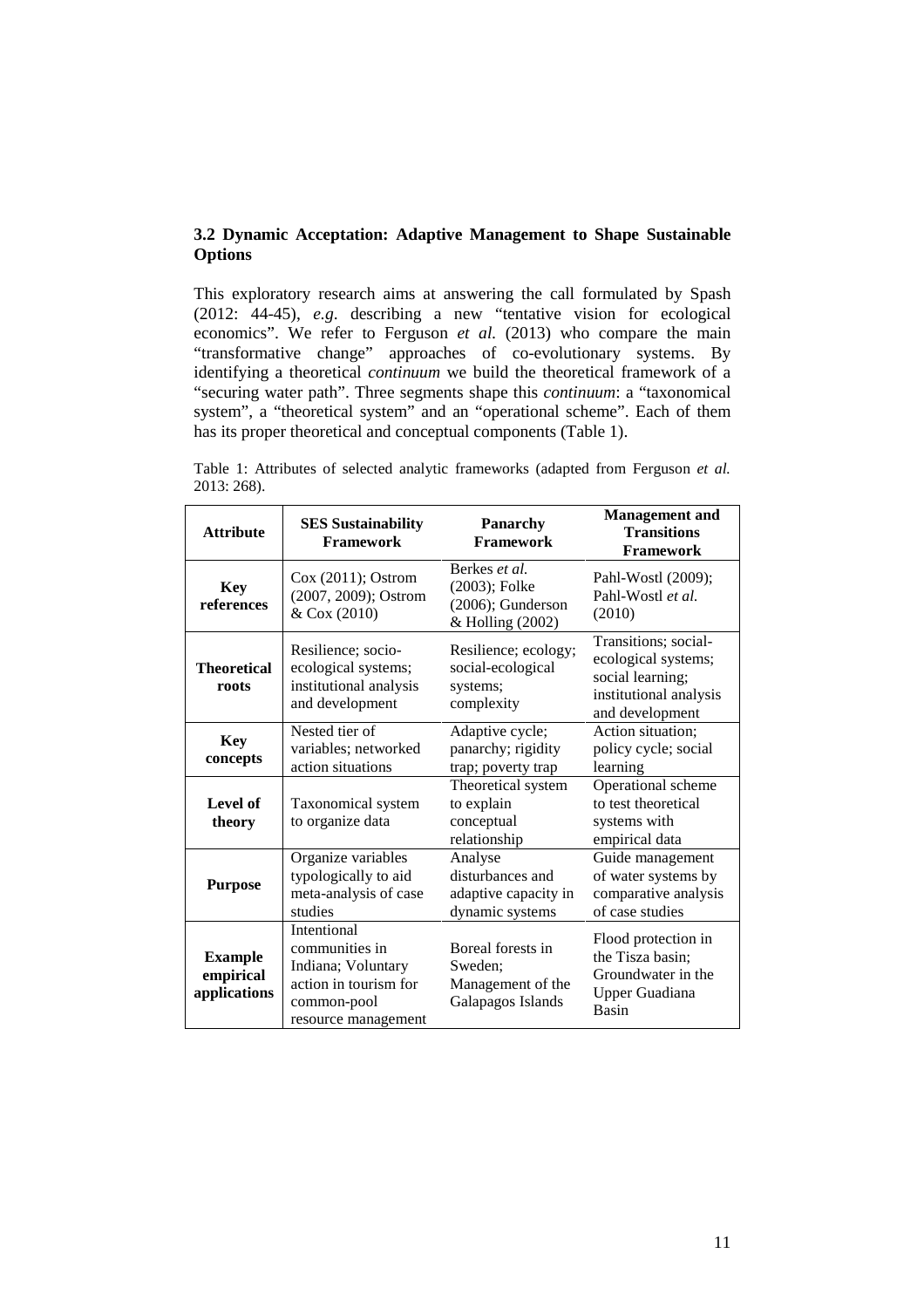### 3.2 Dynamic Acceptation: Adaptive Management to Shape Sustainable Options

This exploratory research aims at answering the call formulated by Spash (2012: 44-45), *e.g*. describing a new "tentative vision for ecological economics". We refer to Ferguson *et al.* (2013) who compare the main "transformative change" approaches of co-evolutionary systems. By identifying a theoretical *continuum* we build the theoretical framework of a "securing water path". Three segments shape this *continuum*: a "taxonomical system", a "theoretical system" and an "operational scheme". Each of them has its proper theoretical and conceptual components (Table 1).

Table 1: Attributes of selected analytic frameworks (adapted from Ferguson *et al.* 2013: 268).

| Attribute | SES Sustainability Framework | Panarchy Framework | Management and Transitions Framework |
|---|---|---|---|
| **Key references** | Cox (2011); Ostrom (2007, 2009); Ostrom & Cox (2010) | Berkes *et al.* (2003); Folke (2006); Gunderson & Holling (2002) | Pahl-Wostl (2009); Pahl-Wostl *et al.* (2010) |
| **Theoretical roots** | Resilience; socio-ecological systems; institutional analysis and development | Resilience; ecology; social-ecological systems; complexity | Transitions; social-ecological systems; social learning; institutional analysis and development |
| **Key concepts** | Nested tier of variables; networked action situations | Adaptive cycle; panarchy; rigidity trap; poverty trap | Action situation; policy cycle; social learning |
| **Level of theory** | Taxonomical system to organize data | Theoretical system to explain conceptual relationship | Operational scheme to test theoretical systems with empirical data |
| **Purpose** | Organize variables typologically to aid meta-analysis of case studies | Analyse disturbances and adaptive capacity in dynamic systems | Guide management of water systems by comparative analysis of case studies |
| **Example empirical applications** | Intentional communities in Indiana; Voluntary action in tourism for common-pool resource management | Boreal forests in Sweden; Management of the Galapagos Islands | Flood protection in the Tisza basin; Groundwater in the Upper Guadiana Basin |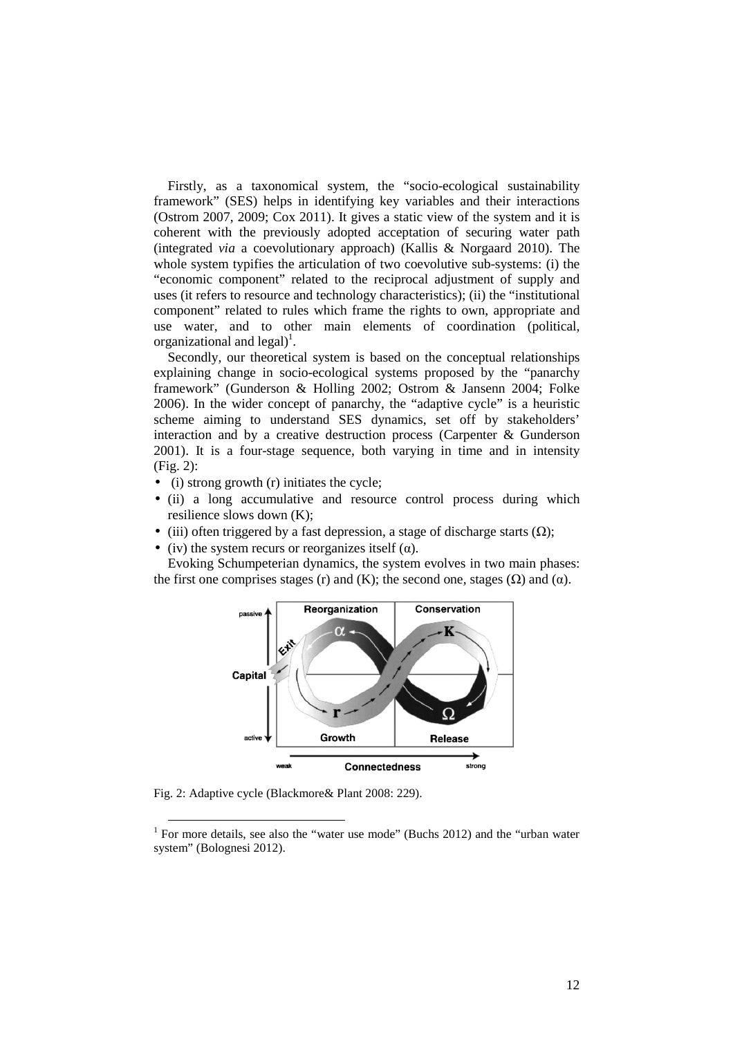Firstly, as a taxonomical system, the "socio-ecological sustainability framework" (SES) helps in identifying key variables and their interactions (Ostrom 2007, 2009; Cox 2011). It gives a static view of the system and it is coherent with the previously adopted acceptation of securing water path (integrated *via* a coevolutionary approach) (Kallis & Norgaard 2010). The whole system typifies the articulation of two coevolutive sub-systems: (i) the "economic component" related to the reciprocal adjustment of supply and uses (it refers to resource and technology characteristics); (ii) the "institutional component" related to rules which frame the rights to own, appropriate and use water, and to other main elements of coordination (political, organizational and legal)[1].

Secondly, our theoretical system is based on the conceptual relationships explaining change in socio-ecological systems proposed by the "panarchy framework" (Gunderson & Holling 2002; Ostrom & Jansenn 2004; Folke 2006). In the wider concept of panarchy, the "adaptive cycle" is a heuristic scheme aiming to understand SES dynamics, set off by stakeholders' interaction and by a creative destruction process (Carpenter & Gunderson 2001). It is a four-stage sequence, both varying in time and in intensity (Fig. 2):

- (i) strong growth (r) initiates the cycle;
- (ii) a long accumulative and resource control process during which resilience slows down (K);
- (iii) often triggered by a fast depression, a stage of discharge starts (Ω);
- (iv) the system recurs or reorganizes itself (α).

Evoking Schumpeterian dynamics, the system evolves in two main phases: the first one comprises stages (r) and (K); the second one, stages (Ω) and (α).

Fig. 2: Adaptive cycle (Blackmore& Plant 2008: 229).

[1] For more details, see also the "water use mode" (Buchs 2012) and the "urban water system" (Bolognesi 2012).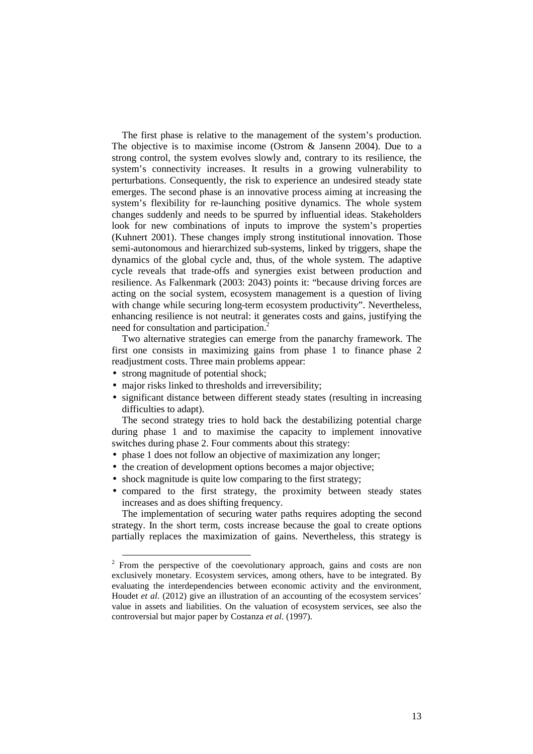The first phase is relative to the management of the system's production. The objective is to maximise income (Ostrom & Jansenn 2004). Due to a strong control, the system evolves slowly and, contrary to its resilience, the system's connectivity increases. It results in a growing vulnerability to perturbations. Consequently, the risk to experience an undesired steady state emerges. The second phase is an innovative process aiming at increasing the system's flexibility for re-launching positive dynamics. The whole system changes suddenly and needs to be spurred by influential ideas. Stakeholders look for new combinations of inputs to improve the system's properties (Kuhnert 2001). These changes imply strong institutional innovation. Those semi-autonomous and hierarchized sub-systems, linked by triggers, shape the dynamics of the global cycle and, thus, of the whole system. The adaptive cycle reveals that trade-offs and synergies exist between production and resilience. As Falkenmark (2003: 2043) points it: "because driving forces are acting on the social system, ecosystem management is a question of living with change while securing long-term ecosystem productivity". Nevertheless, enhancing resilience is not neutral: it generates costs and gains, justifying the need for consultation and participation.[2]

Two alternative strategies can emerge from the panarchy framework. The first one consists in maximizing gains from phase 1 to finance phase 2 readjustment costs. Three main problems appear:

- strong magnitude of potential shock;
- major risks linked to thresholds and irreversibility;
- significant distance between different steady states (resulting in increasing difficulties to adapt).

The second strategy tries to hold back the destabilizing potential charge during phase 1 and to maximise the capacity to implement innovative switches during phase 2. Four comments about this strategy:

- phase 1 does not follow an objective of maximization any longer;
- the creation of development options becomes a major objective;
- shock magnitude is quite low comparing to the first strategy;
- compared to the first strategy, the proximity between steady states increases and as does shifting frequency.

The implementation of securing water paths requires adopting the second strategy. In the short term, costs increase because the goal to create options partially replaces the maximization of gains. Nevertheless, this strategy is

---

[2] From the perspective of the coevolutionary approach, gains and costs are non exclusively monetary. Ecosystem services, among others, have to be integrated. By evaluating the interdependencies between economic activity and the environment, Houdet *et al.* (2012) give an illustration of an accounting of the ecosystem services' value in assets and liabilities. On the valuation of ecosystem services, see also the controversial but major paper by Costanza *et al.* (1997).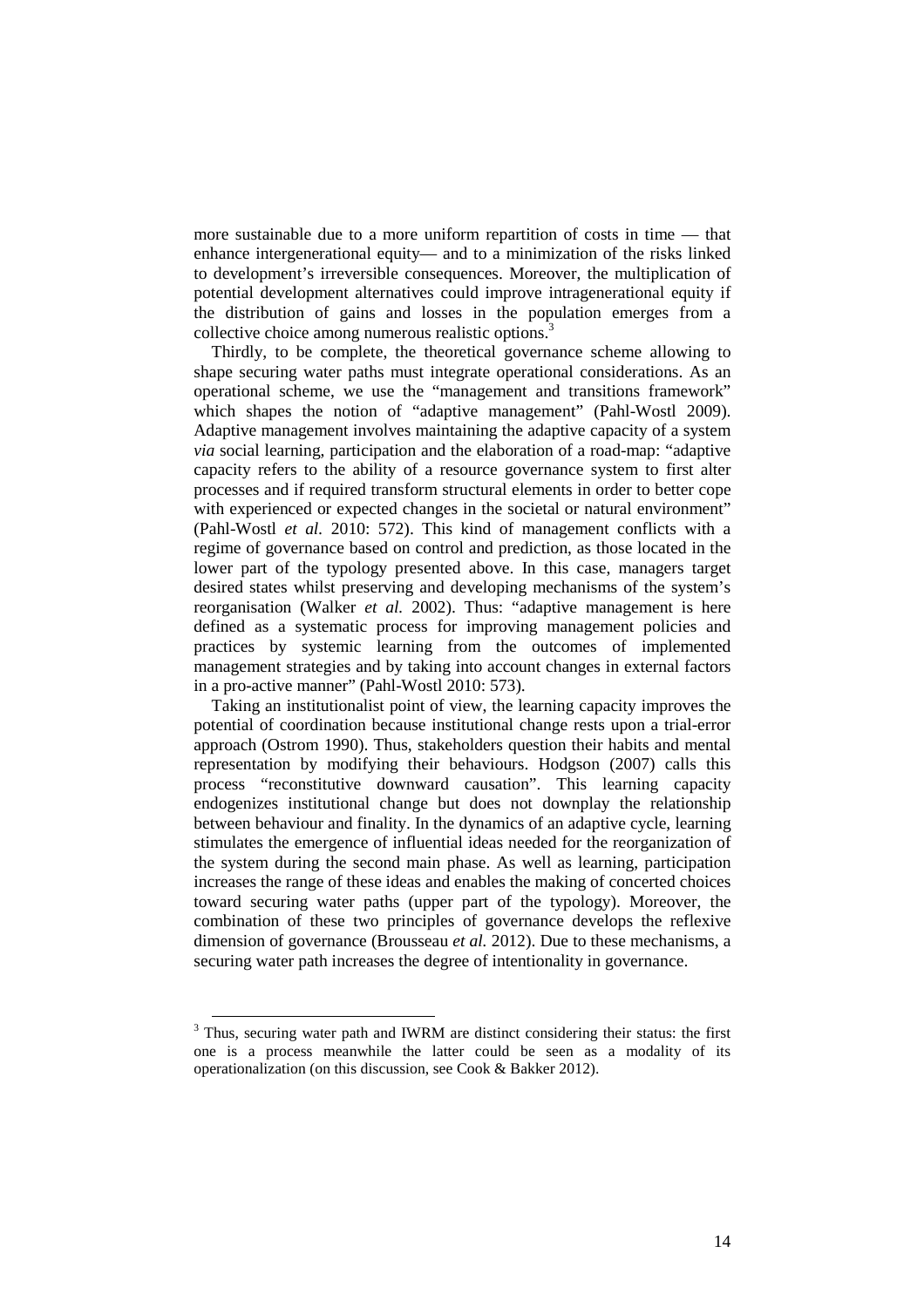more sustainable due to a more uniform repartition of costs in time — that enhance intergenerational equity— and to a minimization of the risks linked to development's irreversible consequences. Moreover, the multiplication of potential development alternatives could improve intragenerational equity if the distribution of gains and losses in the population emerges from a collective choice among numerous realistic options.[3]

Thirdly, to be complete, the theoretical governance scheme allowing to shape securing water paths must integrate operational considerations. As an operational scheme, we use the "management and transitions framework" which shapes the notion of "adaptive management" (Pahl-Wostl 2009). Adaptive management involves maintaining the adaptive capacity of a system *via* social learning, participation and the elaboration of a road-map: "adaptive capacity refers to the ability of a resource governance system to first alter processes and if required transform structural elements in order to better cope with experienced or expected changes in the societal or natural environment" (Pahl-Wostl *et al.* 2010: 572). This kind of management conflicts with a regime of governance based on control and prediction, as those located in the lower part of the typology presented above. In this case, managers target desired states whilst preserving and developing mechanisms of the system's reorganisation (Walker *et al.* 2002). Thus: "adaptive management is here defined as a systematic process for improving management policies and practices by systemic learning from the outcomes of implemented management strategies and by taking into account changes in external factors in a pro-active manner" (Pahl-Wostl 2010: 573).

Taking an institutionalist point of view, the learning capacity improves the potential of coordination because institutional change rests upon a trial-error approach (Ostrom 1990). Thus, stakeholders question their habits and mental representation by modifying their behaviours. Hodgson (2007) calls this process "reconstitutive downward causation". This learning capacity endogenizes institutional change but does not downplay the relationship between behaviour and finality. In the dynamics of an adaptive cycle, learning stimulates the emergence of influential ideas needed for the reorganization of the system during the second main phase. As well as learning, participation increases the range of these ideas and enables the making of concerted choices toward securing water paths (upper part of the typology). Moreover, the combination of these two principles of governance develops the reflexive dimension of governance (Brousseau *et al.* 2012). Due to these mechanisms, a securing water path increases the degree of intentionality in governance.

---

[3] Thus, securing water path and IWRM are distinct considering their status: the first one is a process meanwhile the latter could be seen as a modality of its operationalization (on this discussion, see Cook & Bakker 2012).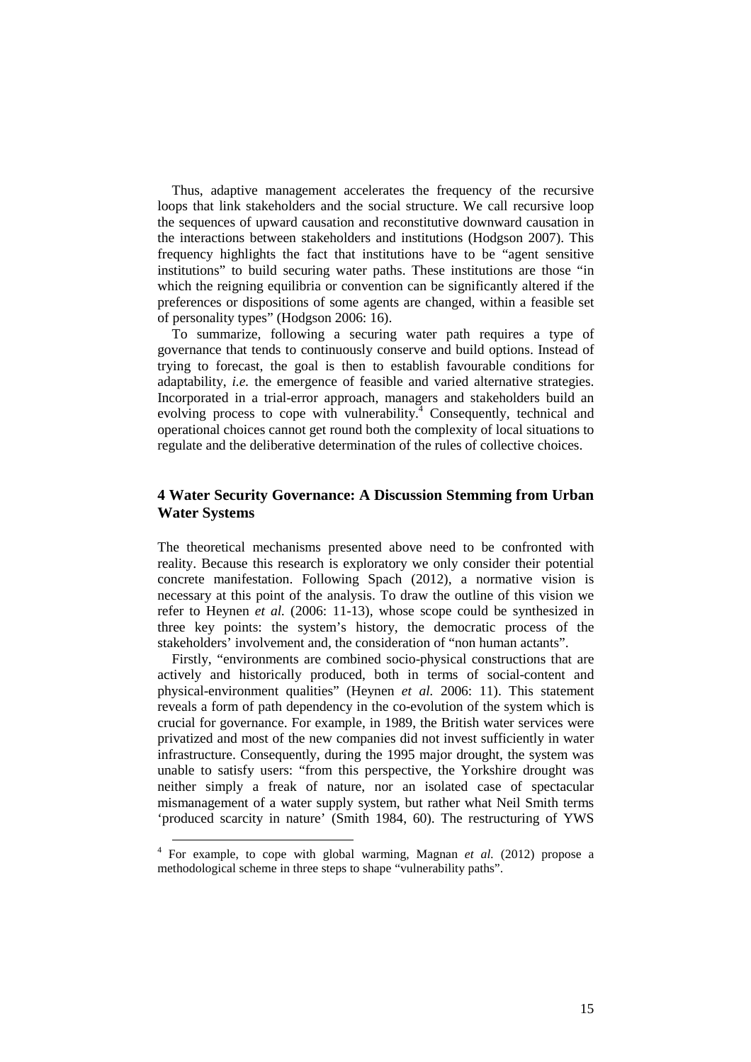Thus, adaptive management accelerates the frequency of the recursive loops that link stakeholders and the social structure. We call recursive loop the sequences of upward causation and reconstitutive downward causation in the interactions between stakeholders and institutions (Hodgson 2007). This frequency highlights the fact that institutions have to be "agent sensitive institutions" to build securing water paths. These institutions are those "in which the reigning equilibria or convention can be significantly altered if the preferences or dispositions of some agents are changed, within a feasible set of personality types" (Hodgson 2006: 16).

To summarize, following a securing water path requires a type of governance that tends to continuously conserve and build options. Instead of trying to forecast, the goal is then to establish favourable conditions for adaptability, *i.e.* the emergence of feasible and varied alternative strategies. Incorporated in a trial-error approach, managers and stakeholders build an evolving process to cope with vulnerability.[4] Consequently, technical and operational choices cannot get round both the complexity of local situations to regulate and the deliberative determination of the rules of collective choices.

## 4 Water Security Governance: A Discussion Stemming from Urban Water Systems

The theoretical mechanisms presented above need to be confronted with reality. Because this research is exploratory we only consider their potential concrete manifestation. Following Spach (2012), a normative vision is necessary at this point of the analysis. To draw the outline of this vision we refer to Heynen *et al.* (2006: 11-13), whose scope could be synthesized in three key points: the system's history, the democratic process of the stakeholders' involvement and, the consideration of "non human actants".

Firstly, "environments are combined socio-physical constructions that are actively and historically produced, both in terms of social-content and physical-environment qualities" (Heynen *et al.* 2006: 11). This statement reveals a form of path dependency in the co-evolution of the system which is crucial for governance. For example, in 1989, the British water services were privatized and most of the new companies did not invest sufficiently in water infrastructure. Consequently, during the 1995 major drought, the system was unable to satisfy users: "from this perspective, the Yorkshire drought was neither simply a freak of nature, nor an isolated case of spectacular mismanagement of a water supply system, but rather what Neil Smith terms 'produced scarcity in nature' (Smith 1984, 60). The restructuring of YWS

[4] For example, to cope with global warming, Magnan *et al.* (2012) propose a methodological scheme in three steps to shape "vulnerability paths".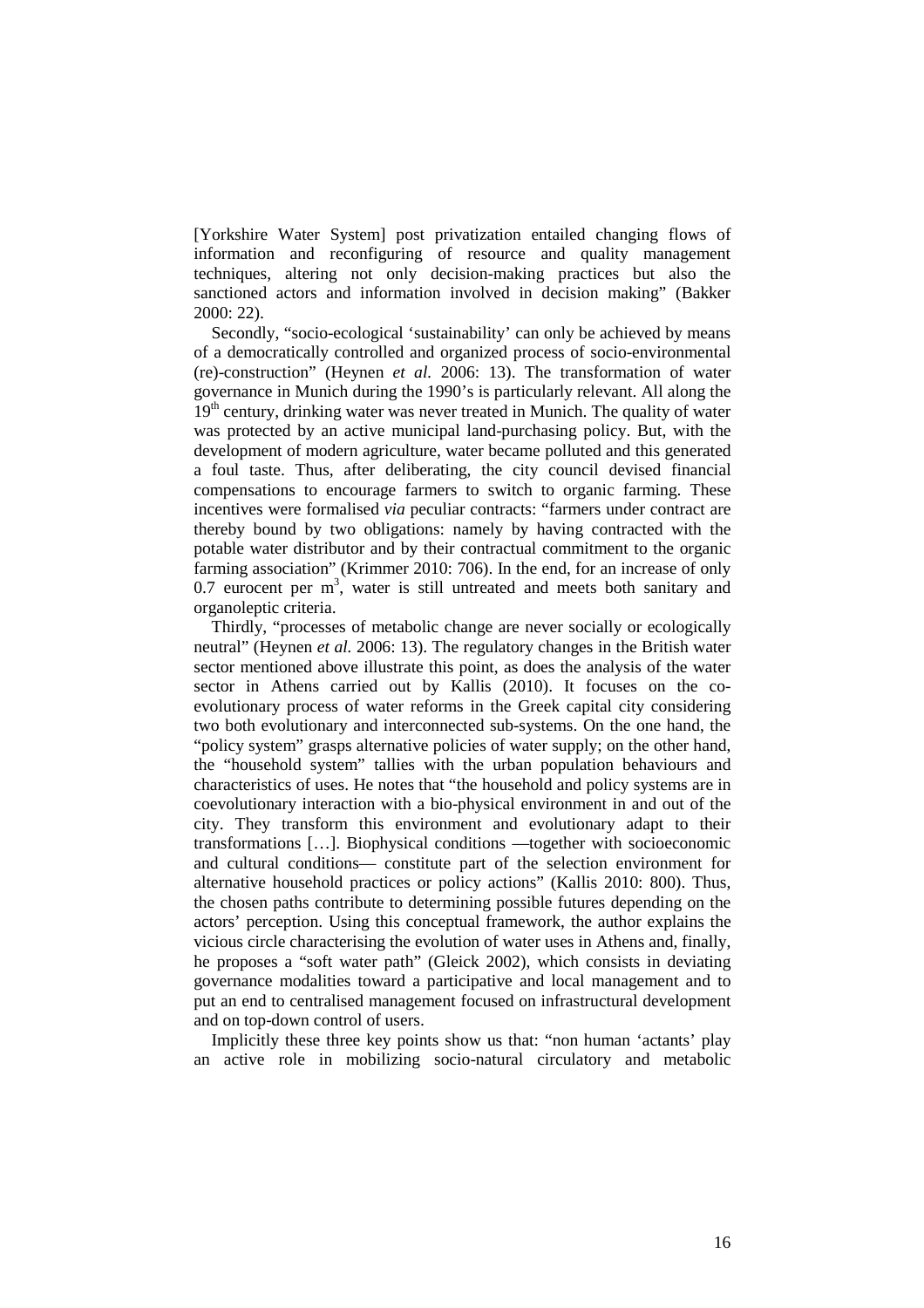[Yorkshire Water System] post privatization entailed changing flows of information and reconfiguring of resource and quality management techniques, altering not only decision-making practices but also the sanctioned actors and information involved in decision making" (Bakker 2000: 22).

Secondly, "socio-ecological 'sustainability' can only be achieved by means of a democratically controlled and organized process of socio-environmental (re)-construction" (Heynen *et al.* 2006: 13). The transformation of water governance in Munich during the 1990's is particularly relevant. All along the 19th century, drinking water was never treated in Munich. The quality of water was protected by an active municipal land-purchasing policy. But, with the development of modern agriculture, water became polluted and this generated a foul taste. Thus, after deliberating, the city council devised financial compensations to encourage farmers to switch to organic farming. These incentives were formalised *via* peculiar contracts: "farmers under contract are thereby bound by two obligations: namely by having contracted with the potable water distributor and by their contractual commitment to the organic farming association" (Krimmer 2010: 706). In the end, for an increase of only 0.7 eurocent per $m^3$, water is still untreated and meets both sanitary and organoleptic criteria.

Thirdly, "processes of metabolic change are never socially or ecologically neutral" (Heynen *et al.* 2006: 13). The regulatory changes in the British water sector mentioned above illustrate this point, as does the analysis of the water sector in Athens carried out by Kallis (2010). It focuses on the co-evolutionary process of water reforms in the Greek capital city considering two both evolutionary and interconnected sub-systems. On the one hand, the "policy system" grasps alternative policies of water supply; on the other hand, the "household system" tallies with the urban population behaviours and characteristics of uses. He notes that "the household and policy systems are in coevolutionary interaction with a bio-physical environment in and out of the city. They transform this environment and evolutionary adapt to their transformations […]. Biophysical conditions —together with socioeconomic and cultural conditions— constitute part of the selection environment for alternative household practices or policy actions" (Kallis 2010: 800). Thus, the chosen paths contribute to determining possible futures depending on the actors' perception. Using this conceptual framework, the author explains the vicious circle characterising the evolution of water uses in Athens and, finally, he proposes a "soft water path" (Gleick 2002), which consists in deviating governance modalities toward a participative and local management and to put an end to centralised management focused on infrastructural development and on top-down control of users.

Implicitly these three key points show us that: "non human 'actants' play an active role in mobilizing socio-natural circulatory and metabolic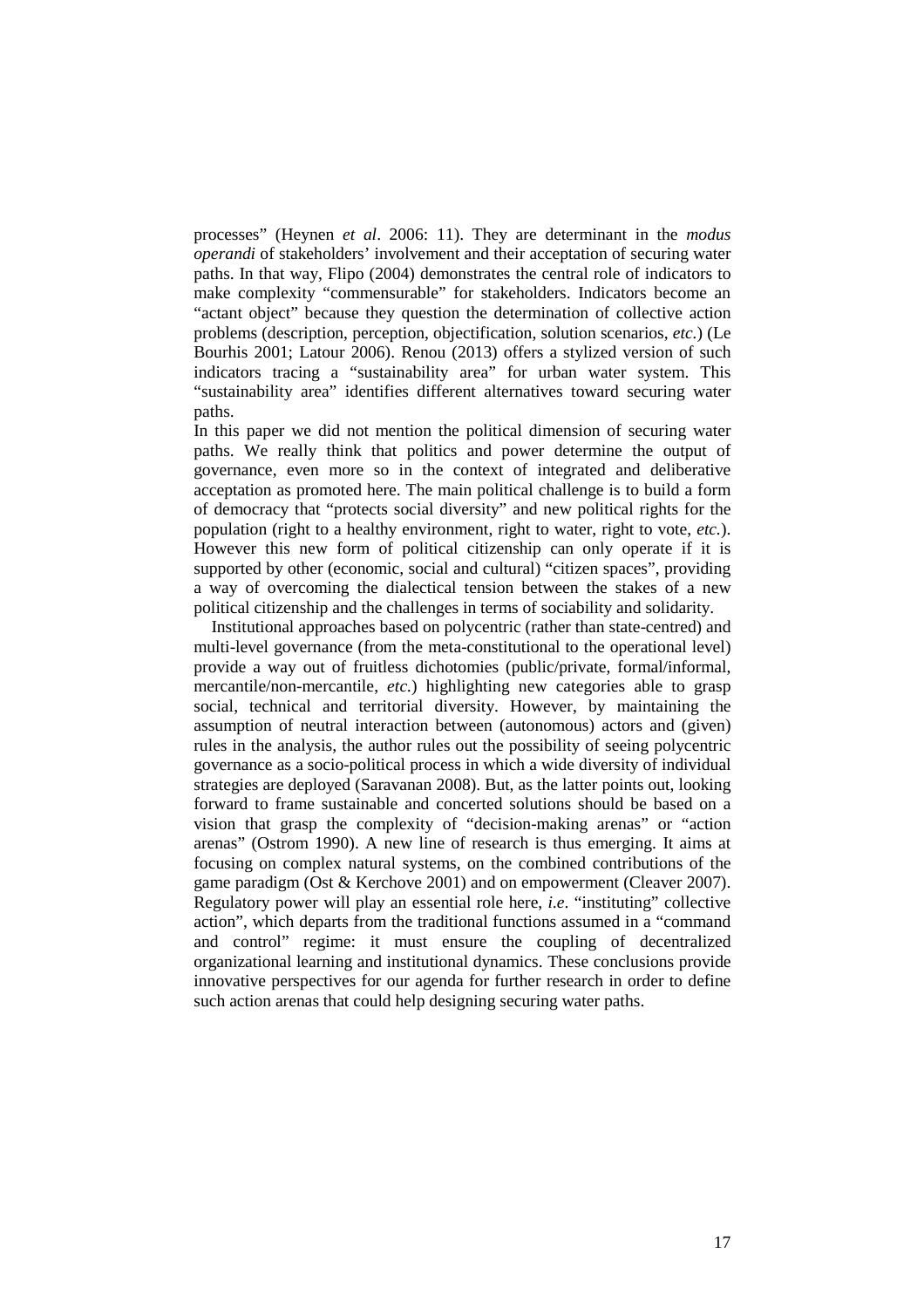processes" (Heynen *et al*. 2006: 11). They are determinant in the *modus operandi* of stakeholders' involvement and their acceptation of securing water paths. In that way, Flipo (2004) demonstrates the central role of indicators to make complexity "commensurable" for stakeholders. Indicators become an "actant object" because they question the determination of collective action problems (description, perception, objectification, solution scenarios, *etc*.) (Le Bourhis 2001; Latour 2006). Renou (2013) offers a stylized version of such indicators tracing a "sustainability area" for urban water system. This "sustainability area" identifies different alternatives toward securing water paths.

In this paper we did not mention the political dimension of securing water paths. We really think that politics and power determine the output of governance, even more so in the context of integrated and deliberative acceptation as promoted here. The main political challenge is to build a form of democracy that "protects social diversity" and new political rights for the population (right to a healthy environment, right to water, right to vote, *etc*.). However this new form of political citizenship can only operate if it is supported by other (economic, social and cultural) "citizen spaces", providing a way of overcoming the dialectical tension between the stakes of a new political citizenship and the challenges in terms of sociability and solidarity.

Institutional approaches based on polycentric (rather than state-centred) and multi-level governance (from the meta-constitutional to the operational level) provide a way out of fruitless dichotomies (public/private, formal/informal, mercantile/non-mercantile, *etc.*) highlighting new categories able to grasp social, technical and territorial diversity. However, by maintaining the assumption of neutral interaction between (autonomous) actors and (given) rules in the analysis, the author rules out the possibility of seeing polycentric governance as a socio-political process in which a wide diversity of individual strategies are deployed (Saravanan 2008). But, as the latter points out, looking forward to frame sustainable and concerted solutions should be based on a vision that grasp the complexity of "decision-making arenas" or "action arenas" (Ostrom 1990). A new line of research is thus emerging. It aims at focusing on complex natural systems, on the combined contributions of the game paradigm (Ost & Kerchove 2001) and on empowerment (Cleaver 2007). Regulatory power will play an essential role here, *i.e*. "instituting" collective action", which departs from the traditional functions assumed in a "command and control" regime: it must ensure the coupling of decentralized organizational learning and institutional dynamics. These conclusions provide innovative perspectives for our agenda for further research in order to define such action arenas that could help designing securing water paths.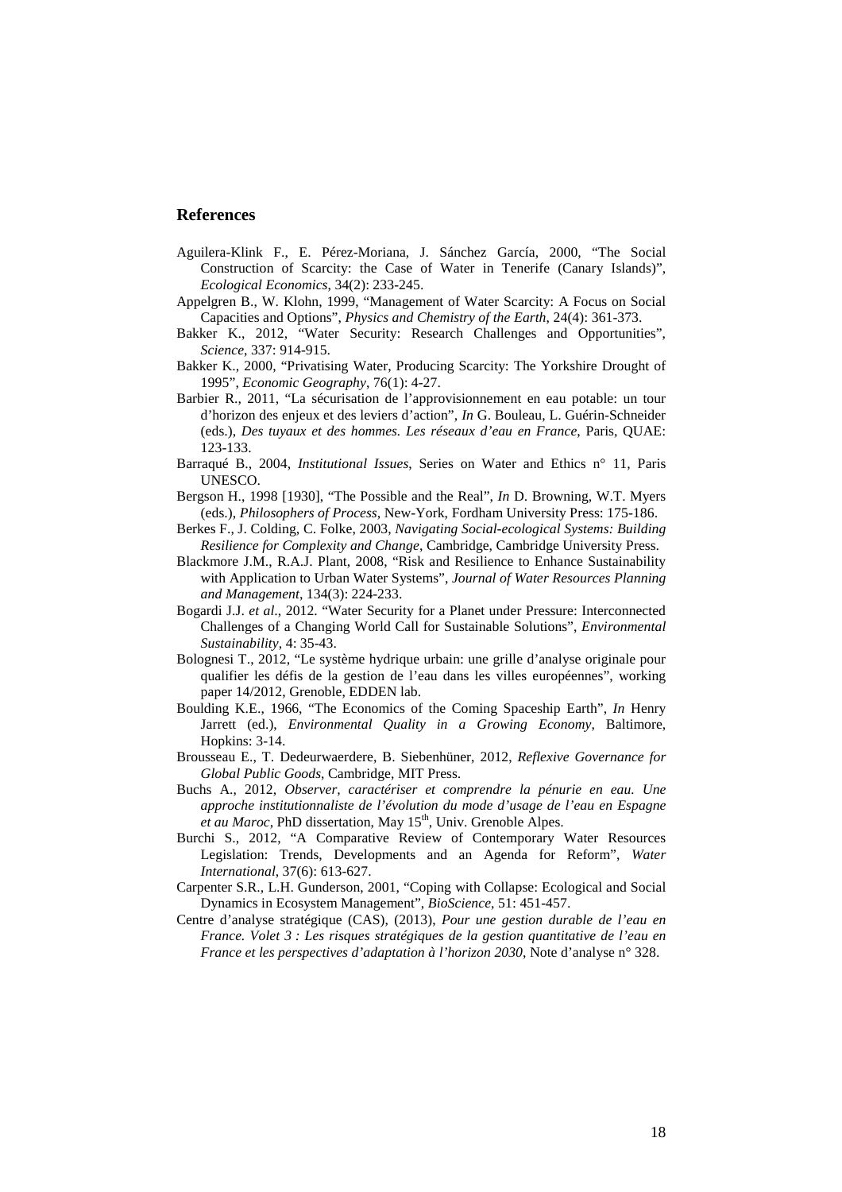## References

Aguilera-Klink F., E. Pérez-Moriana, J. Sánchez García, 2000, "The Social Construction of Scarcity: the Case of Water in Tenerife (Canary Islands)", *Ecological Economics*, 34(2): 233-245.

Appelgren B., W. Klohn, 1999, "Management of Water Scarcity: A Focus on Social Capacities and Options", *Physics and Chemistry of the Earth*, 24(4): 361-373.

Bakker K., 2012, "Water Security: Research Challenges and Opportunities", *Science*, 337: 914-915.

Bakker K., 2000, "Privatising Water, Producing Scarcity: The Yorkshire Drought of 1995", *Economic Geography*, 76(1): 4-27.

Barbier R., 2011, "La sécurisation de l'approvisionnement en eau potable: un tour d'horizon des enjeux et des leviers d'action", *In* G. Bouleau, L. Guérin-Schneider (eds.), *Des tuyaux et des hommes. Les réseaux d'eau en France*, Paris, QUAE: 123-133.

Barraqué B., 2004, *Institutional Issues*, Series on Water and Ethics n° 11, Paris UNESCO.

Bergson H., 1998 [1930], "The Possible and the Real", *In* D. Browning, W.T. Myers (eds.), *Philosophers of Process*, New-York, Fordham University Press: 175-186.

Berkes F., J. Colding, C. Folke, 2003, *Navigating Social-ecological Systems: Building Resilience for Complexity and Change*, Cambridge, Cambridge University Press.

Blackmore J.M., R.A.J. Plant, 2008, "Risk and Resilience to Enhance Sustainability with Application to Urban Water Systems", *Journal of Water Resources Planning and Management*, 134(3): 224-233.

Bogardi J.J. *et al.*, 2012. "Water Security for a Planet under Pressure: Interconnected Challenges of a Changing World Call for Sustainable Solutions", *Environmental Sustainability*, 4: 35-43.

Bolognesi T., 2012, "Le système hydrique urbain: une grille d'analyse originale pour qualifier les défis de la gestion de l'eau dans les villes européennes", working paper 14/2012, Grenoble, EDDEN lab.

Boulding K.E., 1966, "The Economics of the Coming Spaceship Earth", *In* Henry Jarrett (ed.), *Environmental Quality in a Growing Economy*, Baltimore, Hopkins: 3-14.

Brousseau E., T. Dedeurwaerdere, B. Siebenhüner, 2012, *Reflexive Governance for Global Public Goods*, Cambridge, MIT Press.

Buchs A., 2012, *Observer, caractériser et comprendre la pénurie en eau. Une approche institutionnaliste de l'évolution du mode d'usage de l'eau en Espagne et au Maroc*, PhD dissertation, May 15th, Univ. Grenoble Alpes.

Burchi S., 2012, "A Comparative Review of Contemporary Water Resources Legislation: Trends, Developments and an Agenda for Reform", *Water International*, 37(6): 613-627.

Carpenter S.R., L.H. Gunderson, 2001, "Coping with Collapse: Ecological and Social Dynamics in Ecosystem Management", *BioScience*, 51: 451-457.

Centre d'analyse stratégique (CAS), (2013), *Pour une gestion durable de l'eau en France. Volet 3 : Les risques stratégiques de la gestion quantitative de l'eau en France et les perspectives d'adaptation à l'horizon 2030*, Note d'analyse n° 328.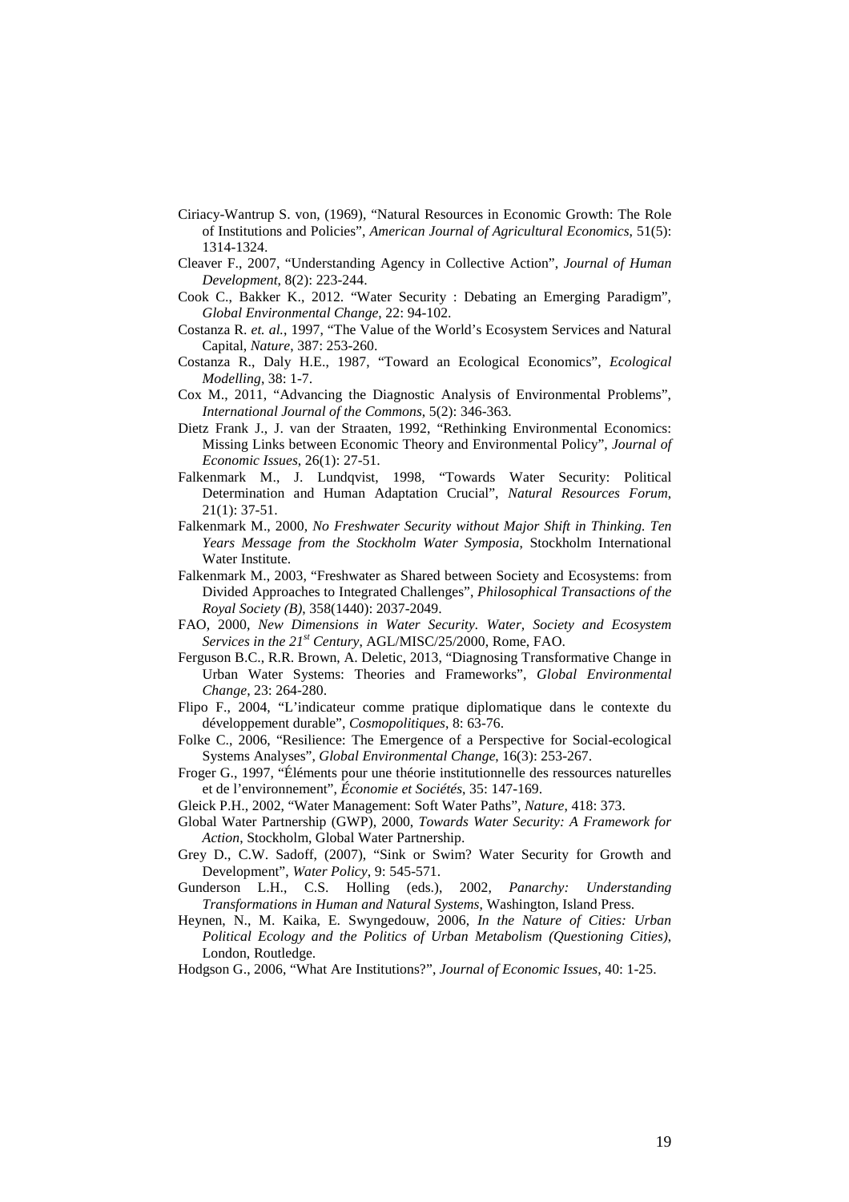Ciriacy-Wantrup S. von, (1969), "Natural Resources in Economic Growth: The Role of Institutions and Policies", *American Journal of Agricultural Economics*, 51(5): 1314-1324.

Cleaver F., 2007, "Understanding Agency in Collective Action", *Journal of Human Development*, 8(2): 223-244.

Cook C., Bakker K., 2012. "Water Security : Debating an Emerging Paradigm", *Global Environmental Change*, 22: 94-102.

Costanza R. *et. al.*, 1997, "The Value of the World's Ecosystem Services and Natural Capital, *Nature*, 387: 253-260.

Costanza R., Daly H.E., 1987, "Toward an Ecological Economics", *Ecological Modelling*, 38: 1-7.

Cox M., 2011, "Advancing the Diagnostic Analysis of Environmental Problems", *International Journal of the Commons*, 5(2): 346-363.

Dietz Frank J., J. van der Straaten, 1992, "Rethinking Environmental Economics: Missing Links between Economic Theory and Environmental Policy", *Journal of Economic Issues*, 26(1): 27-51.

Falkenmark M., J. Lundqvist, 1998, "Towards Water Security: Political Determination and Human Adaptation Crucial", *Natural Resources Forum*, 21(1): 37-51.

Falkenmark M., 2000, *No Freshwater Security without Major Shift in Thinking. Ten Years Message from the Stockholm Water Symposia*, Stockholm International Water Institute.

Falkenmark M., 2003, "Freshwater as Shared between Society and Ecosystems: from Divided Approaches to Integrated Challenges", *Philosophical Transactions of the Royal Society (B)*, 358(1440): 2037-2049.

FAO, 2000, *New Dimensions in Water Security. Water, Society and Ecosystem Services in the 21st Century*, AGL/MISC/25/2000, Rome, FAO.

Ferguson B.C., R.R. Brown, A. Deletic, 2013, "Diagnosing Transformative Change in Urban Water Systems: Theories and Frameworks", *Global Environmental Change*, 23: 264-280.

Flipo F., 2004, "L'indicateur comme pratique diplomatique dans le contexte du développement durable", *Cosmopolitiques*, 8: 63-76.

Folke C., 2006, "Resilience: The Emergence of a Perspective for Social-ecological Systems Analyses", *Global Environmental Change*, 16(3): 253-267.

Froger G., 1997, "Éléments pour une théorie institutionnelle des ressources naturelles et de l'environnement", *Économie et Sociétés*, 35: 147-169.

Gleick P.H., 2002, "Water Management: Soft Water Paths", *Nature*, 418: 373.

Global Water Partnership (GWP), 2000, *Towards Water Security: A Framework for Action*, Stockholm, Global Water Partnership.

Grey D., C.W. Sadoff, (2007), "Sink or Swim? Water Security for Growth and Development", *Water Policy*, 9: 545-571.

Gunderson L.H., C.S. Holling (eds.), 2002, *Panarchy: Understanding Transformations in Human and Natural Systems*, Washington, Island Press.

Heynen, N., M. Kaika, E. Swyngedouw, 2006, *In the Nature of Cities: Urban Political Ecology and the Politics of Urban Metabolism (Questioning Cities)*, London, Routledge.

Hodgson G., 2006, "What Are Institutions?", *Journal of Economic Issues*, 40: 1-25.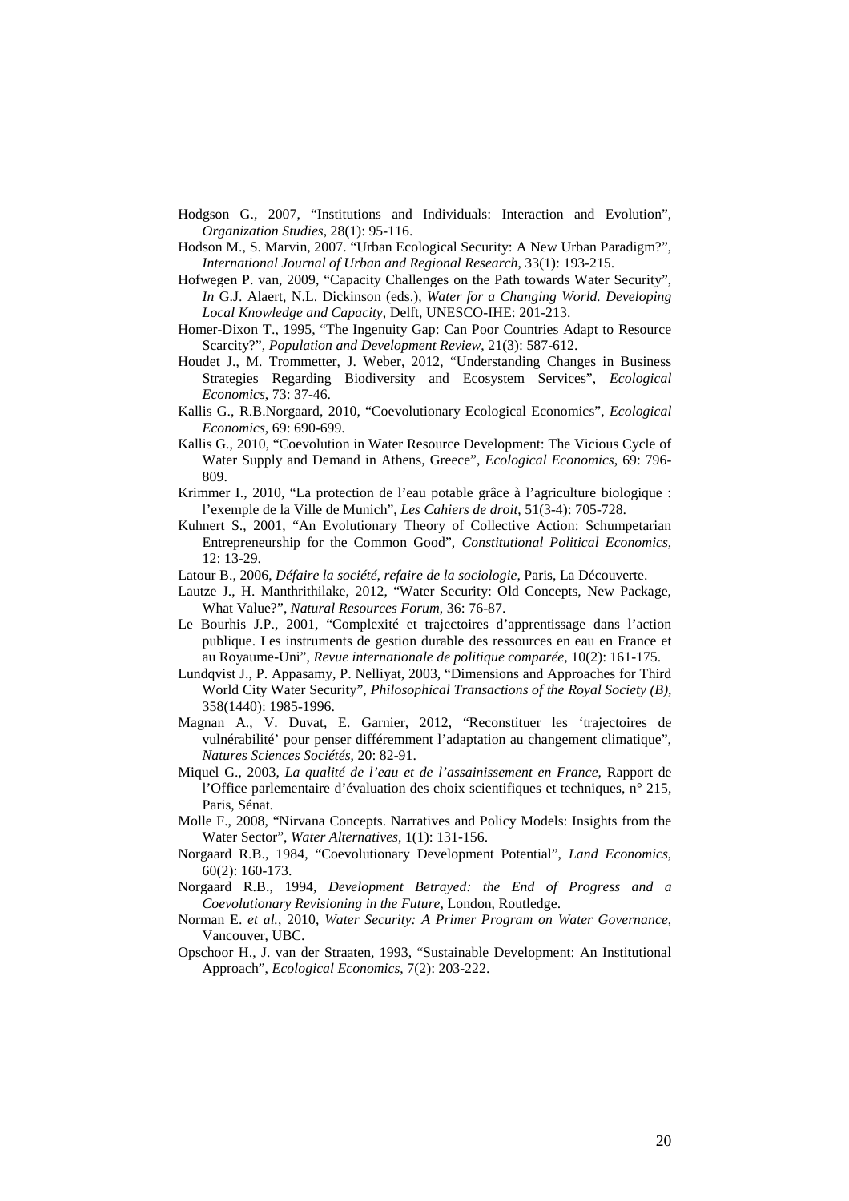Hodgson G., 2007, "Institutions and Individuals: Interaction and Evolution", *Organization Studies*, 28(1): 95-116.

Hodson M., S. Marvin, 2007. "Urban Ecological Security: A New Urban Paradigm?", *International Journal of Urban and Regional Research*, 33(1): 193-215.

Hofwegen P. van, 2009, "Capacity Challenges on the Path towards Water Security", *In* G.J. Alaert, N.L. Dickinson (eds.), *Water for a Changing World. Developing Local Knowledge and Capacity*, Delft, UNESCO-IHE: 201-213.

Homer-Dixon T., 1995, "The Ingenuity Gap: Can Poor Countries Adapt to Resource Scarcity?", *Population and Development Review*, 21(3): 587-612.

Houdet J., M. Trommetter, J. Weber, 2012, "Understanding Changes in Business Strategies Regarding Biodiversity and Ecosystem Services", *Ecological Economics*, 73: 37-46.

Kallis G., R.B.Norgaard, 2010, "Coevolutionary Ecological Economics", *Ecological Economics*, 69: 690-699.

Kallis G., 2010, "Coevolution in Water Resource Development: The Vicious Cycle of Water Supply and Demand in Athens, Greece", *Ecological Economics*, 69: 796-809.

Krimmer I., 2010, "La protection de l'eau potable grâce à l'agriculture biologique : l'exemple de la Ville de Munich", *Les Cahiers de droit*, 51(3-4): 705-728.

Kuhnert S., 2001, "An Evolutionary Theory of Collective Action: Schumpetarian Entrepreneurship for the Common Good", *Constitutional Political Economics*, 12: 13-29.

Latour B., 2006, *Défaire la société, refaire de la sociologie*, Paris, La Découverte.

Lautze J., H. Manthrithilake, 2012, "Water Security: Old Concepts, New Package, What Value?", *Natural Resources Forum*, 36: 76-87.

Le Bourhis J.P., 2001, "Complexité et trajectoires d'apprentissage dans l'action publique. Les instruments de gestion durable des ressources en eau en France et au Royaume-Uni", *Revue internationale de politique comparée*, 10(2): 161-175.

Lundqvist J., P. Appasamy, P. Nelliyat, 2003, "Dimensions and Approaches for Third World City Water Security", *Philosophical Transactions of the Royal Society (B)*, 358(1440): 1985-1996.

Magnan A., V. Duvat, E. Garnier, 2012, "Reconstituer les 'trajectoires de vulnérabilité' pour penser différemment l'adaptation au changement climatique", *Natures Sciences Sociétés*, 20: 82-91.

Miquel G., 2003, *La qualité de l'eau et de l'assainissement en France*, Rapport de l'Office parlementaire d'évaluation des choix scientifiques et techniques, n° 215, Paris, Sénat.

Molle F., 2008, "Nirvana Concepts. Narratives and Policy Models: Insights from the Water Sector", *Water Alternatives*, 1(1): 131-156.

Norgaard R.B., 1984, "Coevolutionary Development Potential", *Land Economics*, 60(2): 160-173.

Norgaard R.B., 1994, *Development Betrayed: the End of Progress and a Coevolutionary Revisioning in the Future*, London, Routledge.

Norman E. *et al.*, 2010, *Water Security: A Primer Program on Water Governance*, Vancouver, UBC.

Opschoor H., J. van der Straaten, 1993, "Sustainable Development: An Institutional Approach", *Ecological Economics*, 7(2): 203-222.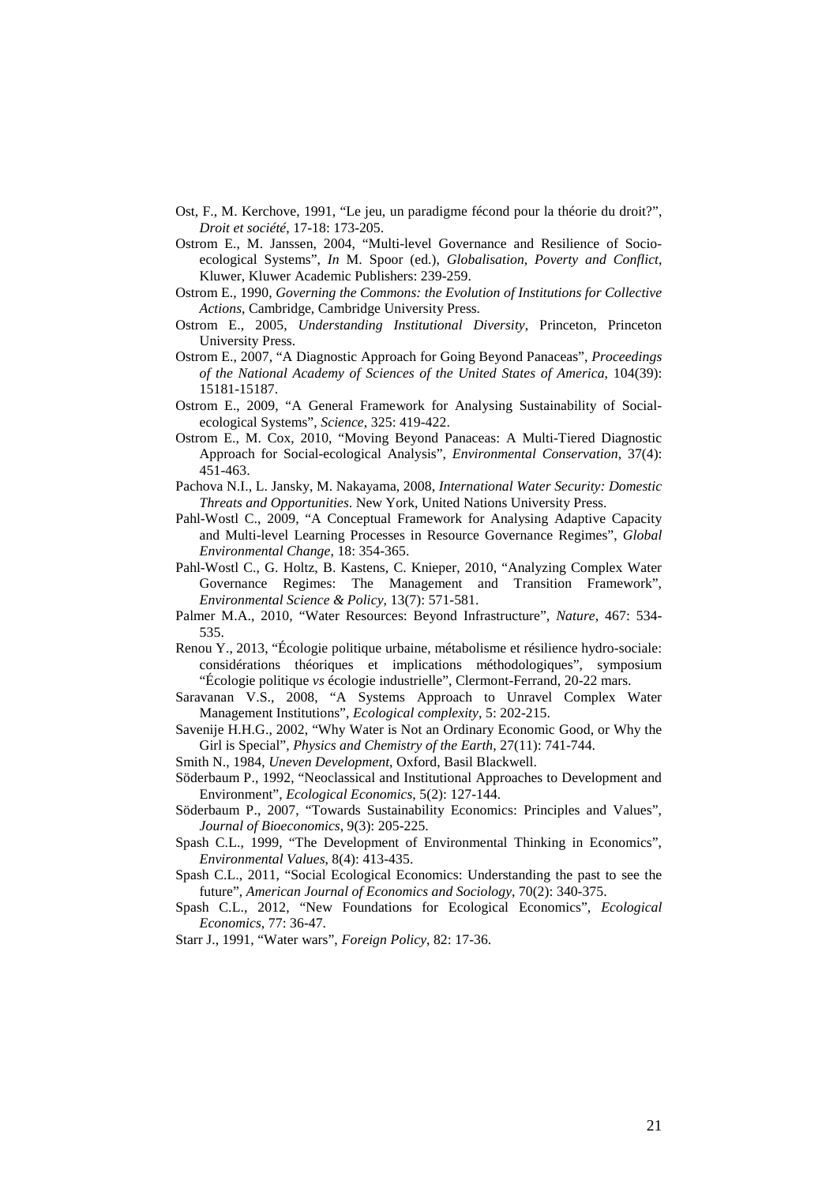Ost, F., M. Kerchove, 1991, "Le jeu, un paradigme fécond pour la théorie du droit?", *Droit et société*, 17-18: 173-205.

Ostrom E., M. Janssen, 2004, "Multi-level Governance and Resilience of Socio-ecological Systems", *In* M. Spoor (ed.), *Globalisation, Poverty and Conflict*, Kluwer, Kluwer Academic Publishers: 239-259.

Ostrom E., 1990, *Governing the Commons: the Evolution of Institutions for Collective Actions*, Cambridge, Cambridge University Press.

Ostrom E., 2005, *Understanding Institutional Diversity*, Princeton, Princeton University Press.

Ostrom E., 2007, "A Diagnostic Approach for Going Beyond Panaceas", *Proceedings of the National Academy of Sciences of the United States of America*, 104(39): 15181-15187.

Ostrom E., 2009, "A General Framework for Analysing Sustainability of Social-ecological Systems", *Science*, 325: 419-422.

Ostrom E., M. Cox, 2010, "Moving Beyond Panaceas: A Multi-Tiered Diagnostic Approach for Social-ecological Analysis", *Environmental Conservation*, 37(4): 451-463.

Pachova N.I., L. Jansky, M. Nakayama, 2008, *International Water Security: Domestic Threats and Opportunities*. New York, United Nations University Press.

Pahl-Wostl C., 2009, "A Conceptual Framework for Analysing Adaptive Capacity and Multi-level Learning Processes in Resource Governance Regimes", *Global Environmental Change*, 18: 354-365.

Pahl-Wostl C., G. Holtz, B. Kastens, C. Knieper, 2010, "Analyzing Complex Water Governance Regimes: The Management and Transition Framework", *Environmental Science & Policy*, 13(7): 571-581.

Palmer M.A., 2010, "Water Resources: Beyond Infrastructure", *Nature*, 467: 534-535.

Renou Y., 2013, "Écologie politique urbaine, métabolisme et résilience hydro-sociale: considérations théoriques et implications méthodologiques", symposium "Écologie politique *vs* écologie industrielle", Clermont-Ferrand, 20-22 mars.

Saravanan V.S., 2008, "A Systems Approach to Unravel Complex Water Management Institutions", *Ecological complexity*, 5: 202-215.

Savenije H.H.G., 2002, "Why Water is Not an Ordinary Economic Good, or Why the Girl is Special", *Physics and Chemistry of the Earth*, 27(11): 741-744.

Smith N., 1984, *Uneven Development*, Oxford, Basil Blackwell.

Söderbaum P., 1992, "Neoclassical and Institutional Approaches to Development and Environment", *Ecological Economics*, 5(2): 127-144.

Söderbaum P., 2007, "Towards Sustainability Economics: Principles and Values", *Journal of Bioeconomics*, 9(3): 205-225.

Spash C.L., 1999, "The Development of Environmental Thinking in Economics", *Environmental Values*, 8(4): 413-435.

Spash C.L., 2011, "Social Ecological Economics: Understanding the past to see the future", *American Journal of Economics and Sociology*, 70(2): 340-375.

Spash C.L., 2012, "New Foundations for Ecological Economics", *Ecological Economics*, 77: 36-47.

Starr J., 1991, "Water wars", *Foreign Policy*, 82: 17-36.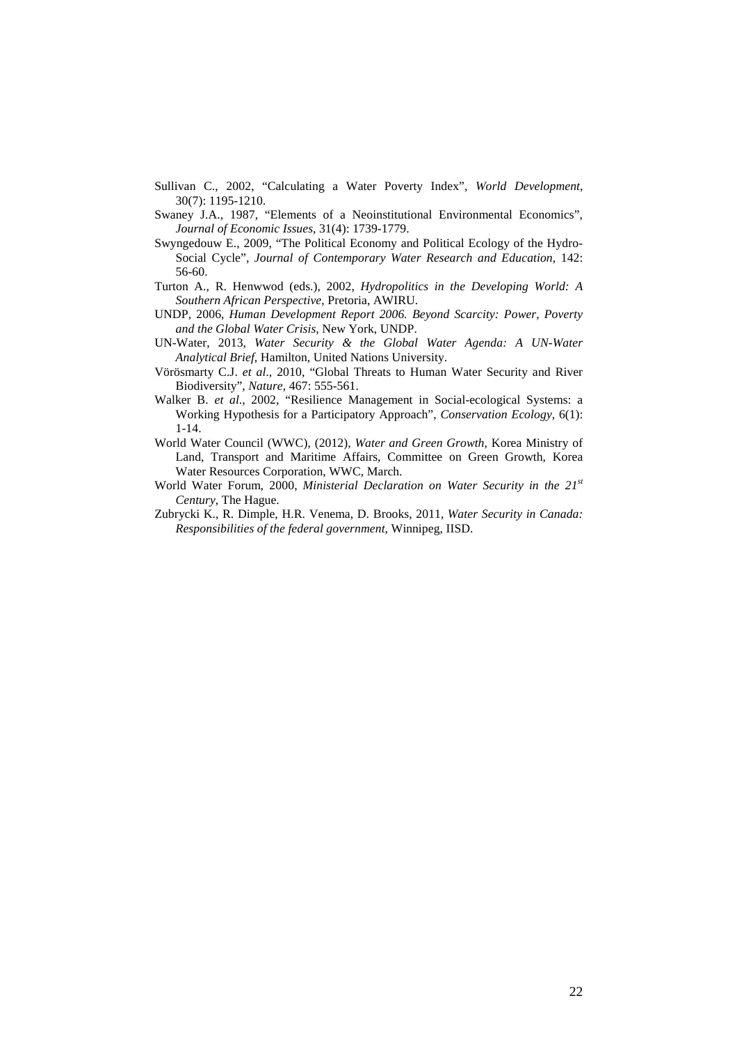Sullivan C., 2002, "Calculating a Water Poverty Index", *World Development*, 30(7): 1195-1210.

Swaney J.A., 1987, "Elements of a Neoinstitutional Environmental Economics", *Journal of Economic Issues*, 31(4): 1739-1779.

Swyngedouw E., 2009, "The Political Economy and Political Ecology of the Hydro-Social Cycle", *Journal of Contemporary Water Research and Education*, 142: 56-60.

Turton A., R. Henwwod (eds.), 2002, *Hydropolitics in the Developing World: A Southern African Perspective*, Pretoria, AWIRU.

UNDP, 2006, *Human Development Report 2006. Beyond Scarcity: Power, Poverty and the Global Water Crisis*, New York, UNDP.

UN-Water, 2013, *Water Security & the Global Water Agenda: A UN-Water Analytical Brief*, Hamilton, United Nations University.

Vörösmarty C.J. *et al.*, 2010, "Global Threats to Human Water Security and River Biodiversity", *Nature*, 467: 555-561.

Walker B. *et al.*, 2002, "Resilience Management in Social-ecological Systems: a Working Hypothesis for a Participatory Approach", *Conservation Ecology*, 6(1): 1-14.

World Water Council (WWC), (2012), *Water and Green Growth*, Korea Ministry of Land, Transport and Maritime Affairs, Committee on Green Growth, Korea Water Resources Corporation, WWC, March.

World Water Forum, 2000, *Ministerial Declaration on Water Security in the 21st Century*, The Hague.

Zubrycki K., R. Dimple, H.R. Venema, D. Brooks, 2011, *Water Security in Canada: Responsibilities of the federal government*, Winnipeg, IISD.